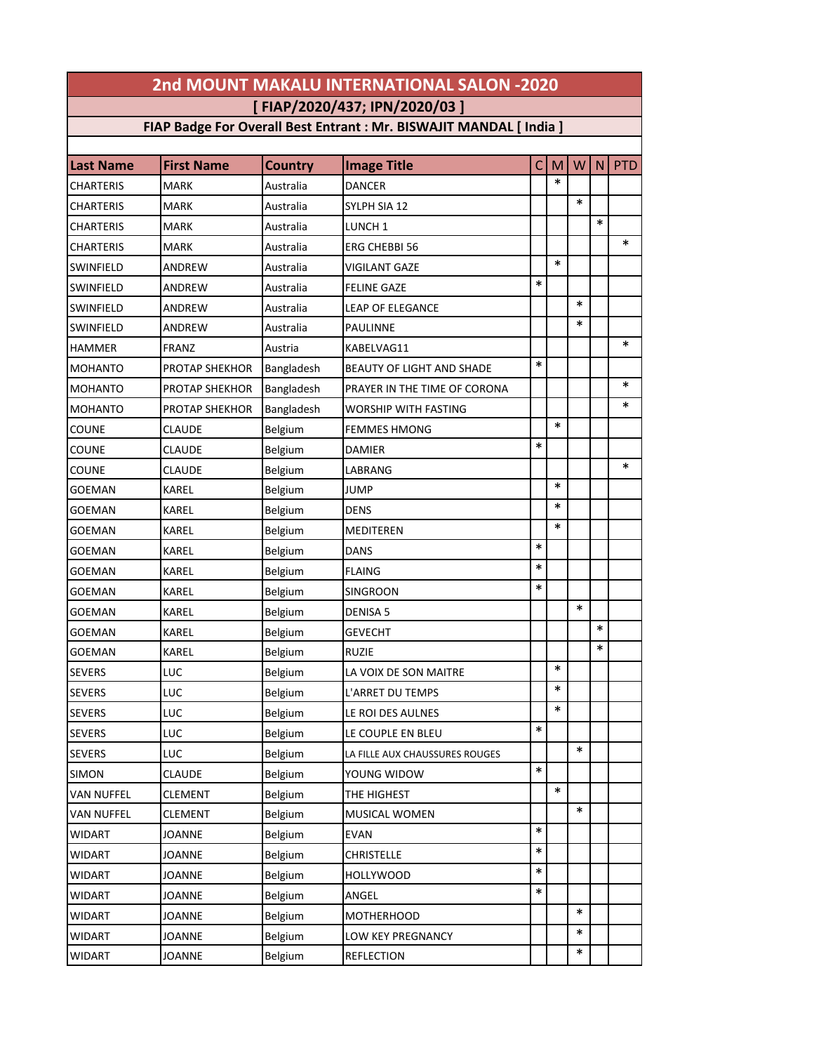# 2nd MOUNT MAKALU INTERNATIONAL SALON -2020

## [ FIAP/2020/437; IPN/2020/03 ]

### FIAP Badge For Overall Best Entrant : Mr. BISWAJIT MANDAL [ India ]

| Last Name | First Name | Country | Image Title | C | M | W | N | PTD |
|---|---|---|---|---|---|---|---|---|
| CHARTERIS | MARK | Australia | DANCER | | * | | | |
| CHARTERIS | MARK | Australia | SYLPH SIA 12 | | | * | | |
| CHARTERIS | MARK | Australia | LUNCH 1 | | | | * | |
| CHARTERIS | MARK | Australia | ERG CHEBBI 56 | | | | | * |
| SWINFIELD | ANDREW | Australia | VIGILANT GAZE | | * | | | |
| SWINFIELD | ANDREW | Australia | FELINE GAZE | * | | | | |
| SWINFIELD | ANDREW | Australia | LEAP OF ELEGANCE | | | * | | |
| SWINFIELD | ANDREW | Australia | PAULINNE | | | * | | |
| HAMMER | FRANZ | Austria | KABELVAG11 | | | | | * |
| MOHANTO | PROTAP SHEKHOR | Bangladesh | BEAUTY OF LIGHT AND SHADE | * | | | | |
| MOHANTO | PROTAP SHEKHOR | Bangladesh | PRAYER IN THE TIME OF CORONA | | | | | * |
| MOHANTO | PROTAP SHEKHOR | Bangladesh | WORSHIP WITH FASTING | | | | | * |
| COUNE | CLAUDE | Belgium | FEMMES HMONG | | * | | | |
| COUNE | CLAUDE | Belgium | DAMIER | * | | | | |
| COUNE | CLAUDE | Belgium | LABRANG | | | | | * |
| GOEMAN | KAREL | Belgium | JUMP | | * | | | |
| GOEMAN | KAREL | Belgium | DENS | | * | | | |
| GOEMAN | KAREL | Belgium | MEDITEREN | | * | | | |
| GOEMAN | KAREL | Belgium | DANS | * | | | | |
| GOEMAN | KAREL | Belgium | FLAING | * | | | | |
| GOEMAN | KAREL | Belgium | SINGROON | * | | | | |
| GOEMAN | KAREL | Belgium | DENISA 5 | | | * | | |
| GOEMAN | KAREL | Belgium | GEVECHT | | | | * | |
| GOEMAN | KAREL | Belgium | RUZIE | | | | * | |
| SEVERS | LUC | Belgium | LA VOIX DE SON MAITRE | | * | | | |
| SEVERS | LUC | Belgium | L'ARRET DU TEMPS | | * | | | |
| SEVERS | LUC | Belgium | LE ROI DES AULNES | | * | | | |
| SEVERS | LUC | Belgium | LE COUPLE EN BLEU | * | | | | |
| SEVERS | LUC | Belgium | LA FILLE AUX CHAUSSURES ROUGES | | | * | | |
| SIMON | CLAUDE | Belgium | YOUNG WIDOW | * | | | | |
| VAN NUFFEL | CLEMENT | Belgium | THE HIGHEST | | * | | | |
| VAN NUFFEL | CLEMENT | Belgium | MUSICAL WOMEN | | | * | | |
| WIDART | JOANNE | Belgium | EVAN | * | | | | |
| WIDART | JOANNE | Belgium | CHRISTELLE | * | | | | |
| WIDART | JOANNE | Belgium | HOLLYWOOD | * | | | | |
| WIDART | JOANNE | Belgium | ANGEL | * | | | | |
| WIDART | JOANNE | Belgium | MOTHERHOOD | | | * | | |
| WIDART | JOANNE | Belgium | LOW KEY PREGNANCY | | | * | | |
| WIDART | JOANNE | Belgium | REFLECTION | | | * | | |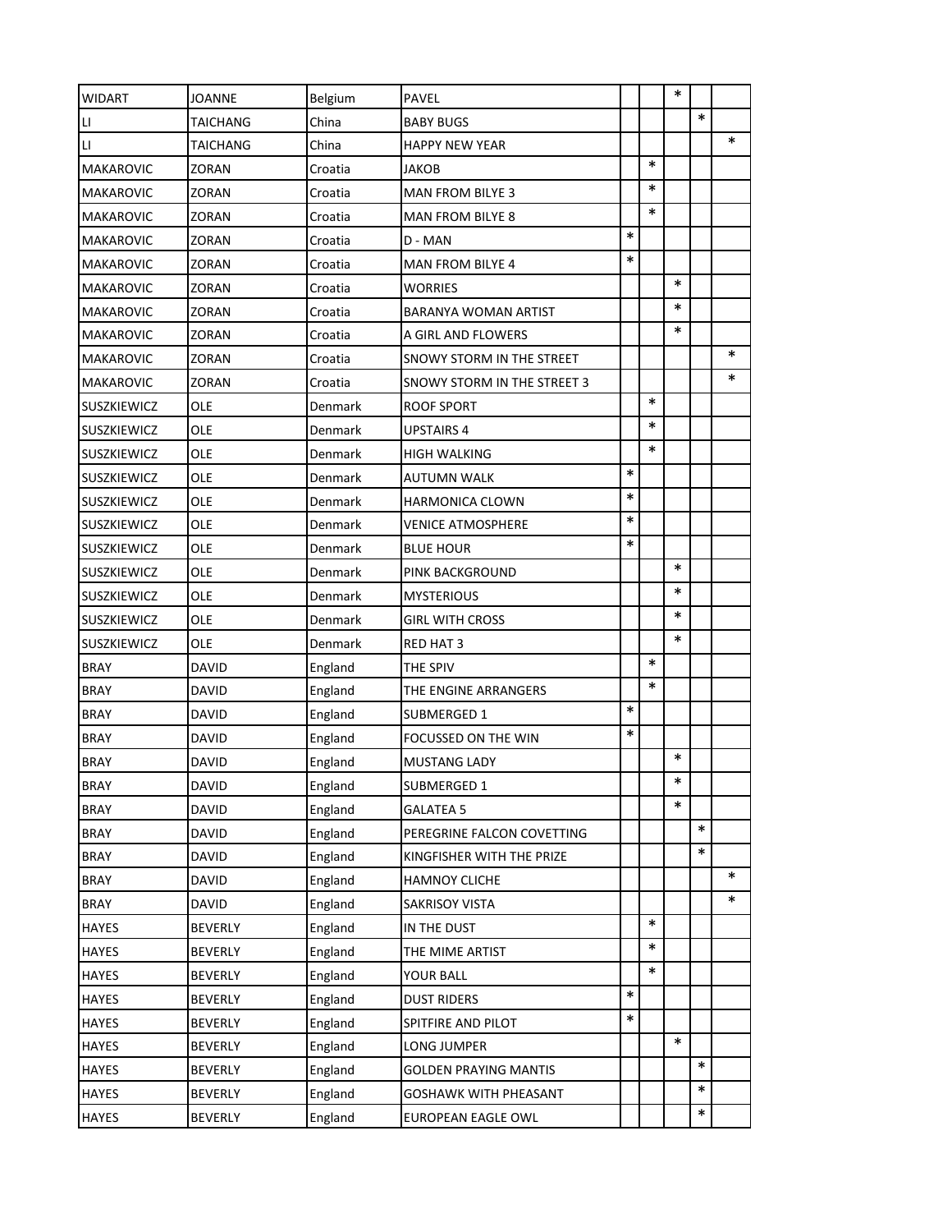| | | | | | | | | |
|---|---|---|---|---|---|---|---|---|
| WIDART | JOANNE | Belgium | PAVEL | | | * | | |
| LI | TAICHANG | China | BABY BUGS | | | | * | |
| LI | TAICHANG | China | HAPPY NEW YEAR | | | | | * |
| MAKAROVIC | ZORAN | Croatia | JAKOB | | * | | | |
| MAKAROVIC | ZORAN | Croatia | MAN FROM BILYE 3 | | * | | | |
| MAKAROVIC | ZORAN | Croatia | MAN FROM BILYE 8 | | * | | | |
| MAKAROVIC | ZORAN | Croatia | D - MAN | * | | | | |
| MAKAROVIC | ZORAN | Croatia | MAN FROM BILYE 4 | * | | | | |
| MAKAROVIC | ZORAN | Croatia | WORRIES | | | * | | |
| MAKAROVIC | ZORAN | Croatia | BARANYA WOMAN ARTIST | | | * | | |
| MAKAROVIC | ZORAN | Croatia | A GIRL AND FLOWERS | | | * | | |
| MAKAROVIC | ZORAN | Croatia | SNOWY STORM IN THE STREET | | | | | * |
| MAKAROVIC | ZORAN | Croatia | SNOWY STORM IN THE STREET 3 | | | | | * |
| SUSZKIEWICZ | OLE | Denmark | ROOF SPORT | | * | | | |
| SUSZKIEWICZ | OLE | Denmark | UPSTAIRS 4 | | * | | | |
| SUSZKIEWICZ | OLE | Denmark | HIGH WALKING | | * | | | |
| SUSZKIEWICZ | OLE | Denmark | AUTUMN WALK | * | | | | |
| SUSZKIEWICZ | OLE | Denmark | HARMONICA CLOWN | * | | | | |
| SUSZKIEWICZ | OLE | Denmark | VENICE ATMOSPHERE | * | | | | |
| SUSZKIEWICZ | OLE | Denmark | BLUE HOUR | * | | | | |
| SUSZKIEWICZ | OLE | Denmark | PINK BACKGROUND | | | * | | |
| SUSZKIEWICZ | OLE | Denmark | MYSTERIOUS | | | * | | |
| SUSZKIEWICZ | OLE | Denmark | GIRL WITH CROSS | | | * | | |
| SUSZKIEWICZ | OLE | Denmark | RED HAT 3 | | | * | | |
| BRAY | DAVID | England | THE SPIV | | * | | | |
| BRAY | DAVID | England | THE ENGINE ARRANGERS | | * | | | |
| BRAY | DAVID | England | SUBMERGED 1 | * | | | | |
| BRAY | DAVID | England | FOCUSSED ON THE WIN | * | | | | |
| BRAY | DAVID | England | MUSTANG LADY | | | * | | |
| BRAY | DAVID | England | SUBMERGED 1 | | | * | | |
| BRAY | DAVID | England | GALATEA 5 | | | * | | |
| BRAY | DAVID | England | PEREGRINE FALCON COVETTING | | | | * | |
| BRAY | DAVID | England | KINGFISHER WITH THE PRIZE | | | | * | |
| BRAY | DAVID | England | HAMNOY CLICHE | | | | | * |
| BRAY | DAVID | England | SAKRISOY VISTA | | | | | * |
| HAYES | BEVERLY | England | IN THE DUST | | * | | | |
| HAYES | BEVERLY | England | THE MIME ARTIST | | * | | | |
| HAYES | BEVERLY | England | YOUR BALL | | * | | | |
| HAYES | BEVERLY | England | DUST RIDERS | * | | | | |
| HAYES | BEVERLY | England | SPITFIRE AND PILOT | * | | | | |
| HAYES | BEVERLY | England | LONG JUMPER | | | * | | |
| HAYES | BEVERLY | England | GOLDEN PRAYING MANTIS | | | | * | |
| HAYES | BEVERLY | England | GOSHAWK WITH PHEASANT | | | | * | |
| HAYES | BEVERLY | England | EUROPEAN EAGLE OWL | | | | * | |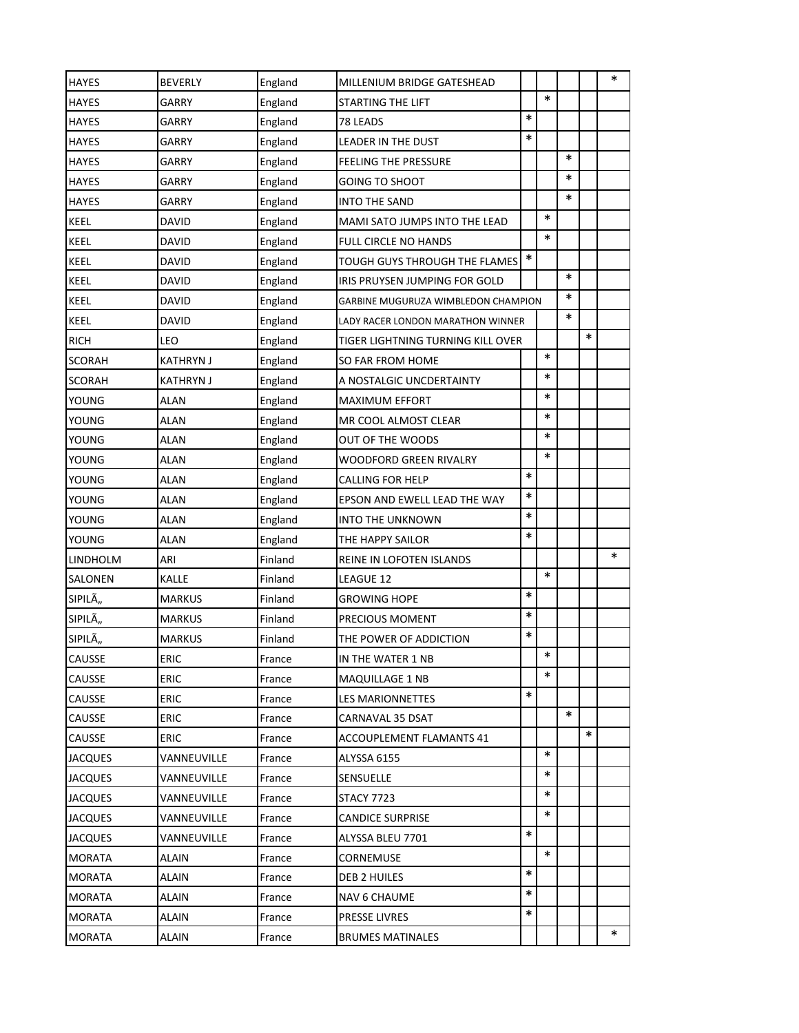| | | | | | | | | |
|---|---|---|---|---|---|---|---|---|
| HAYES | BEVERLY | England | MILLENIUM BRIDGE GATESHEAD | | | | | * |
| HAYES | GARRY | England | STARTING THE LIFT | | * | | | |
| HAYES | GARRY | England | 78 LEADS | * | | | | |
| HAYES | GARRY | England | LEADER IN THE DUST | * | | | | |
| HAYES | GARRY | England | FEELING THE PRESSURE | | | * | | |
| HAYES | GARRY | England | GOING TO SHOOT | | | * | | |
| HAYES | GARRY | England | INTO THE SAND | | | * | | |
| KEEL | DAVID | England | MAMI SATO JUMPS INTO THE LEAD | | * | | | |
| KEEL | DAVID | England | FULL CIRCLE NO HANDS | | * | | | |
| KEEL | DAVID | England | TOUGH GUYS THROUGH THE FLAMES | * | | | | |
| KEEL | DAVID | England | IRIS PRUYSEN JUMPING FOR GOLD | | | * | | |
| KEEL | DAVID | England | GARBINE MUGURUZA WIMBLEDON CHAMPION | | | * | | |
| KEEL | DAVID | England | LADY RACER LONDON MARATHON WINNER | | | * | | |
| RICH | LEO | England | TIGER LIGHTNING TURNING KILL OVER | | | | * | |
| SCORAH | KATHRYN J | England | SO FAR FROM HOME | | * | | | |
| SCORAH | KATHRYN J | England | A NOSTALGIC UNCDERTAINTY | | * | | | |
| YOUNG | ALAN | England | MAXIMUM EFFORT | | * | | | |
| YOUNG | ALAN | England | MR COOL ALMOST CLEAR | | * | | | |
| YOUNG | ALAN | England | OUT OF THE WOODS | | * | | | |
| YOUNG | ALAN | England | WOODFORD GREEN RIVALRY | | * | | | |
| YOUNG | ALAN | England | CALLING FOR HELP | * | | | | |
| YOUNG | ALAN | England | EPSON AND EWELL LEAD THE WAY | * | | | | |
| YOUNG | ALAN | England | INTO THE UNKNOWN | * | | | | |
| YOUNG | ALAN | England | THE HAPPY SAILOR | * | | | | |
| LINDHOLM | ARI | Finland | REINE IN LOFOTEN ISLANDS | | | | | * |
| SALONEN | KALLE | Finland | LEAGUE 12 | | * | | | |
| SIPILÃ„ | MARKUS | Finland | GROWING HOPE | * | | | | |
| SIPILÃ„ | MARKUS | Finland | PRECIOUS MOMENT | * | | | | |
| SIPILÃ„ | MARKUS | Finland | THE POWER OF ADDICTION | * | | | | |
| CAUSSE | ERIC | France | IN THE WATER 1 NB | | * | | | |
| CAUSSE | ERIC | France | MAQUILLAGE 1 NB | | * | | | |
| CAUSSE | ERIC | France | LES MARIONNETTES | * | | | | |
| CAUSSE | ERIC | France | CARNAVAL 35 DSAT | | | * | | |
| CAUSSE | ERIC | France | ACCOUPLEMENT FLAMANTS 41 | | | | * | |
| JACQUES | VANNEUVILLE | France | ALYSSA 6155 | | * | | | |
| JACQUES | VANNEUVILLE | France | SENSUELLE | | * | | | |
| JACQUES | VANNEUVILLE | France | STACY 7723 | | * | | | |
| JACQUES | VANNEUVILLE | France | CANDICE SURPRISE | | * | | | |
| JACQUES | VANNEUVILLE | France | ALYSSA BLEU 7701 | * | | | | |
| MORATA | ALAIN | France | CORNEMUSE | | * | | | |
| MORATA | ALAIN | France | DEB 2 HUILES | * | | | | |
| MORATA | ALAIN | France | NAV 6 CHAUME | * | | | | |
| MORATA | ALAIN | France | PRESSE LIVRES | * | | | | |
| MORATA | ALAIN | France | BRUMES MATINALES | | | | | * |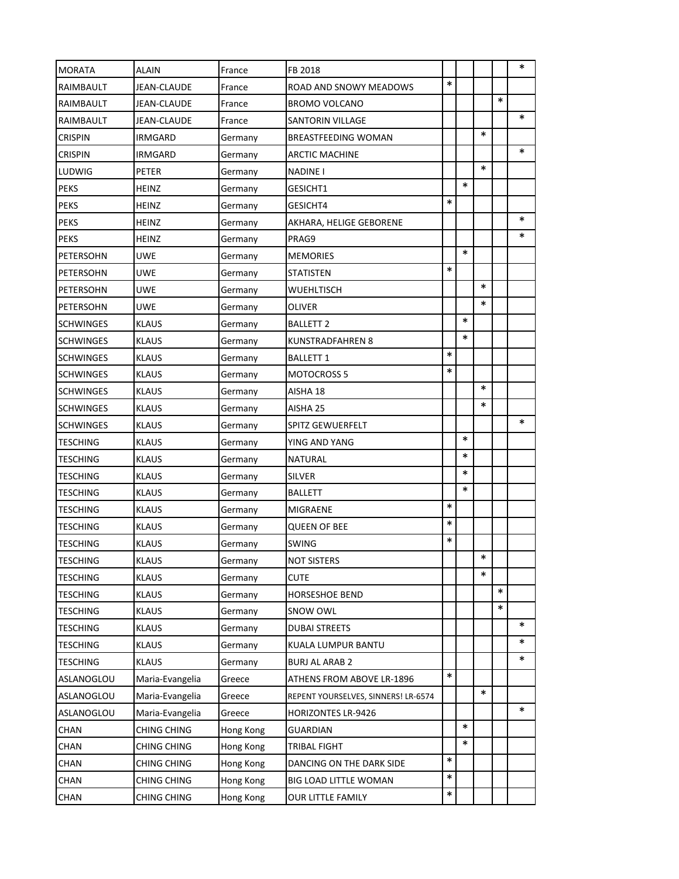| | | | | | | | | |
|---|---|---|---|---|---|---|---|---|
| MORATA | ALAIN | France | FB 2018 | | | | | * |
| RAIMBAULT | JEAN-CLAUDE | France | ROAD AND SNOWY MEADOWS | * | | | | |
| RAIMBAULT | JEAN-CLAUDE | France | BROMO VOLCANO | | | | * | |
| RAIMBAULT | JEAN-CLAUDE | France | SANTORIN VILLAGE | | | | | * |
| CRISPIN | IRMGARD | Germany | BREASTFEEDING WOMAN | | | * | | |
| CRISPIN | IRMGARD | Germany | ARCTIC MACHINE | | | | | * |
| LUDWIG | PETER | Germany | NADINE I | | | * | | |
| PEKS | HEINZ | Germany | GESICHT1 | | * | | | |
| PEKS | HEINZ | Germany | GESICHT4 | * | | | | |
| PEKS | HEINZ | Germany | AKHARA, HELIGE GEBORENE | | | | | * |
| PEKS | HEINZ | Germany | PRAG9 | | | | | * |
| PETERSOHN | UWE | Germany | MEMORIES | | * | | | |
| PETERSOHN | UWE | Germany | STATISTEN | * | | | | |
| PETERSOHN | UWE | Germany | WUEHLTISCH | | | * | | |
| PETERSOHN | UWE | Germany | OLIVER | | | * | | |
| SCHWINGES | KLAUS | Germany | BALLETT 2 | | * | | | |
| SCHWINGES | KLAUS | Germany | KUNSTRADFAHREN 8 | | * | | | |
| SCHWINGES | KLAUS | Germany | BALLETT 1 | * | | | | |
| SCHWINGES | KLAUS | Germany | MOTOCROSS 5 | * | | | | |
| SCHWINGES | KLAUS | Germany | AISHA 18 | | | * | | |
| SCHWINGES | KLAUS | Germany | AISHA 25 | | | * | | |
| SCHWINGES | KLAUS | Germany | SPITZ GEWUERFELT | | | | | * |
| TESCHING | KLAUS | Germany | YING AND YANG | | * | | | |
| TESCHING | KLAUS | Germany | NATURAL | | * | | | |
| TESCHING | KLAUS | Germany | SILVER | | * | | | |
| TESCHING | KLAUS | Germany | BALLETT | | * | | | |
| TESCHING | KLAUS | Germany | MIGRAENE | * | | | | |
| TESCHING | KLAUS | Germany | QUEEN OF BEE | * | | | | |
| TESCHING | KLAUS | Germany | SWING | * | | | | |
| TESCHING | KLAUS | Germany | NOT SISTERS | | | * | | |
| TESCHING | KLAUS | Germany | CUTE | | | * | | |
| TESCHING | KLAUS | Germany | HORSESHOE BEND | | | | * | |
| TESCHING | KLAUS | Germany | SNOW OWL | | | | * | |
| TESCHING | KLAUS | Germany | DUBAI STREETS | | | | | * |
| TESCHING | KLAUS | Germany | KUALA LUMPUR BANTU | | | | | * |
| TESCHING | KLAUS | Germany | BURJ AL ARAB 2 | | | | | * |
| ASLANOGLOU | Maria-Evangelia | Greece | ATHENS FROM ABOVE LR-1896 | * | | | | |
| ASLANOGLOU | Maria-Evangelia | Greece | REPENT YOURSELVES, SINNERS! LR-6574 | | | * | | |
| ASLANOGLOU | Maria-Evangelia | Greece | HORIZONTES LR-9426 | | | | | * |
| CHAN | CHING CHING | Hong Kong | GUARDIAN | | * | | | |
| CHAN | CHING CHING | Hong Kong | TRIBAL FIGHT | | * | | | |
| CHAN | CHING CHING | Hong Kong | DANCING ON THE DARK SIDE | * | | | | |
| CHAN | CHING CHING | Hong Kong | BIG LOAD LITTLE WOMAN | * | | | | |
| CHAN | CHING CHING | Hong Kong | OUR LITTLE FAMILY | * | | | | |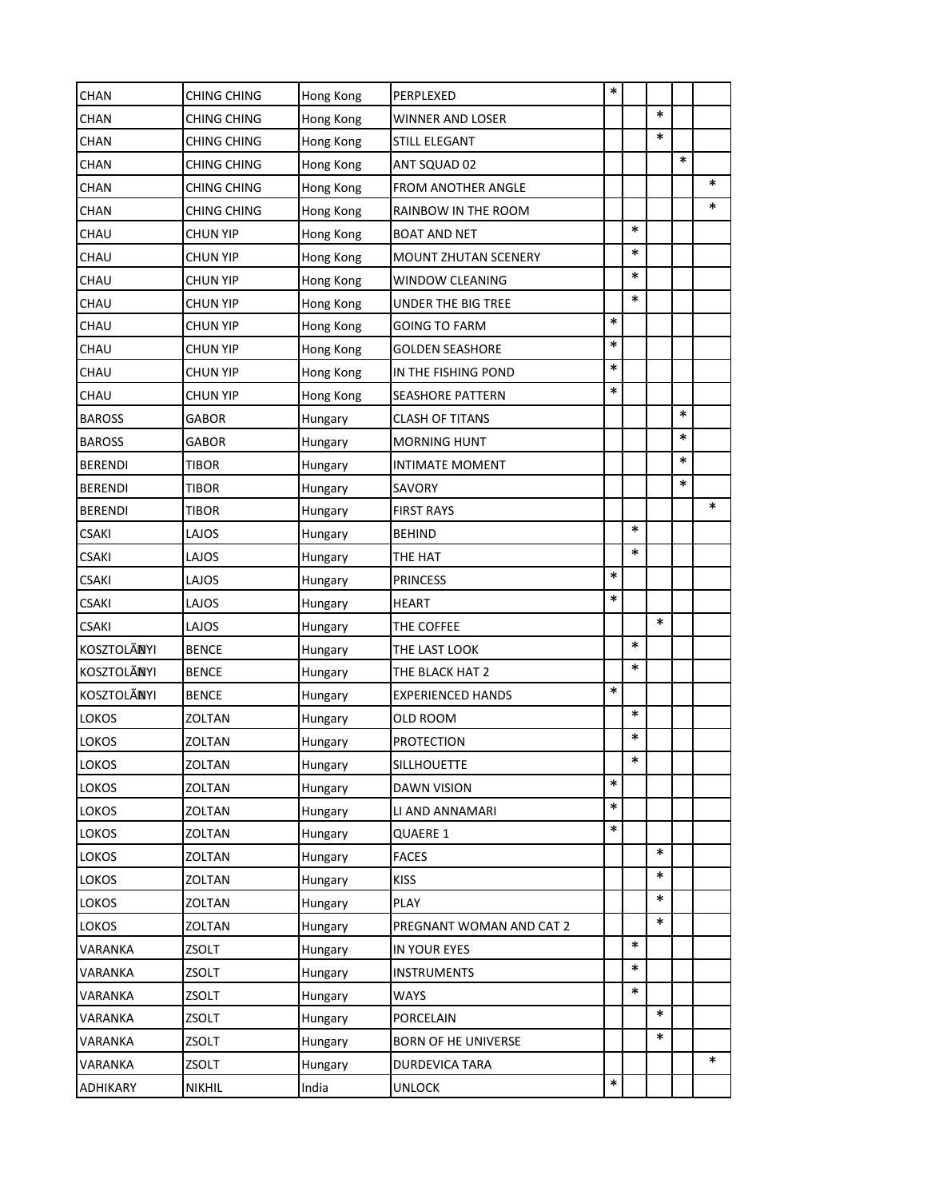| | | | | | | | | |
|---|---|---|---|---|---|---|---|---|
| CHAN | CHING CHING | Hong Kong | PERPLEXED | * | | | | |
| CHAN | CHING CHING | Hong Kong | WINNER AND LOSER | | | * | | |
| CHAN | CHING CHING | Hong Kong | STILL ELEGANT | | | * | | |
| CHAN | CHING CHING | Hong Kong | ANT SQUAD 02 | | | | * | |
| CHAN | CHING CHING | Hong Kong | FROM ANOTHER ANGLE | | | | | * |
| CHAN | CHING CHING | Hong Kong | RAINBOW IN THE ROOM | | | | | * |
| CHAU | CHUN YIP | Hong Kong | BOAT AND NET | | * | | | |
| CHAU | CHUN YIP | Hong Kong | MOUNT ZHUTAN SCENERY | | * | | | |
| CHAU | CHUN YIP | Hong Kong | WINDOW CLEANING | | * | | | |
| CHAU | CHUN YIP | Hong Kong | UNDER THE BIG TREE | | * | | | |
| CHAU | CHUN YIP | Hong Kong | GOING TO FARM | * | | | | |
| CHAU | CHUN YIP | Hong Kong | GOLDEN SEASHORE | * | | | | |
| CHAU | CHUN YIP | Hong Kong | IN THE FISHING POND | * | | | | |
| CHAU | CHUN YIP | Hong Kong | SEASHORE PATTERN | * | | | | |
| BAROSS | GABOR | Hungary | CLASH OF TITANS | | | | * | |
| BAROSS | GABOR | Hungary | MORNING HUNT | | | | * | |
| BERENDI | TIBOR | Hungary | INTIMATE MOMENT | | | | * | |
| BERENDI | TIBOR | Hungary | SAVORY | | | | * | |
| BERENDI | TIBOR | Hungary | FIRST RAYS | | | | | * |
| CSAKI | LAJOS | Hungary | BEHIND | | * | | | |
| CSAKI | LAJOS | Hungary | THE HAT | | * | | | |
| CSAKI | LAJOS | Hungary | PRINCESS | * | | | | |
| CSAKI | LAJOS | Hungary | HEART | * | | | | |
| CSAKI | LAJOS | Hungary | THE COFFEE | | | * | | |
| KOSZTOLÃNYI | BENCE | Hungary | THE LAST LOOK | | * | | | |
| KOSZTOLÃNYI | BENCE | Hungary | THE BLACK HAT 2 | | * | | | |
| KOSZTOLÃNYI | BENCE | Hungary | EXPERIENCED HANDS | * | | | | |
| LOKOS | ZOLTAN | Hungary | OLD ROOM | | * | | | |
| LOKOS | ZOLTAN | Hungary | PROTECTION | | * | | | |
| LOKOS | ZOLTAN | Hungary | SILLHOUETTE | | * | | | |
| LOKOS | ZOLTAN | Hungary | DAWN VISION | * | | | | |
| LOKOS | ZOLTAN | Hungary | LI AND ANNAMARI | * | | | | |
| LOKOS | ZOLTAN | Hungary | QUAERE 1 | * | | | | |
| LOKOS | ZOLTAN | Hungary | FACES | | | * | | |
| LOKOS | ZOLTAN | Hungary | KISS | | | * | | |
| LOKOS | ZOLTAN | Hungary | PLAY | | | * | | |
| LOKOS | ZOLTAN | Hungary | PREGNANT WOMAN AND CAT 2 | | | * | | |
| VARANKA | ZSOLT | Hungary | IN YOUR EYES | | * | | | |
| VARANKA | ZSOLT | Hungary | INSTRUMENTS | | * | | | |
| VARANKA | ZSOLT | Hungary | WAYS | | * | | | |
| VARANKA | ZSOLT | Hungary | PORCELAIN | | | * | | |
| VARANKA | ZSOLT | Hungary | BORN OF HE UNIVERSE | | | * | | |
| VARANKA | ZSOLT | Hungary | DURDEVICA TARA | | | | | * |
| ADHIKARY | NIKHIL | India | UNLOCK | * | | | | |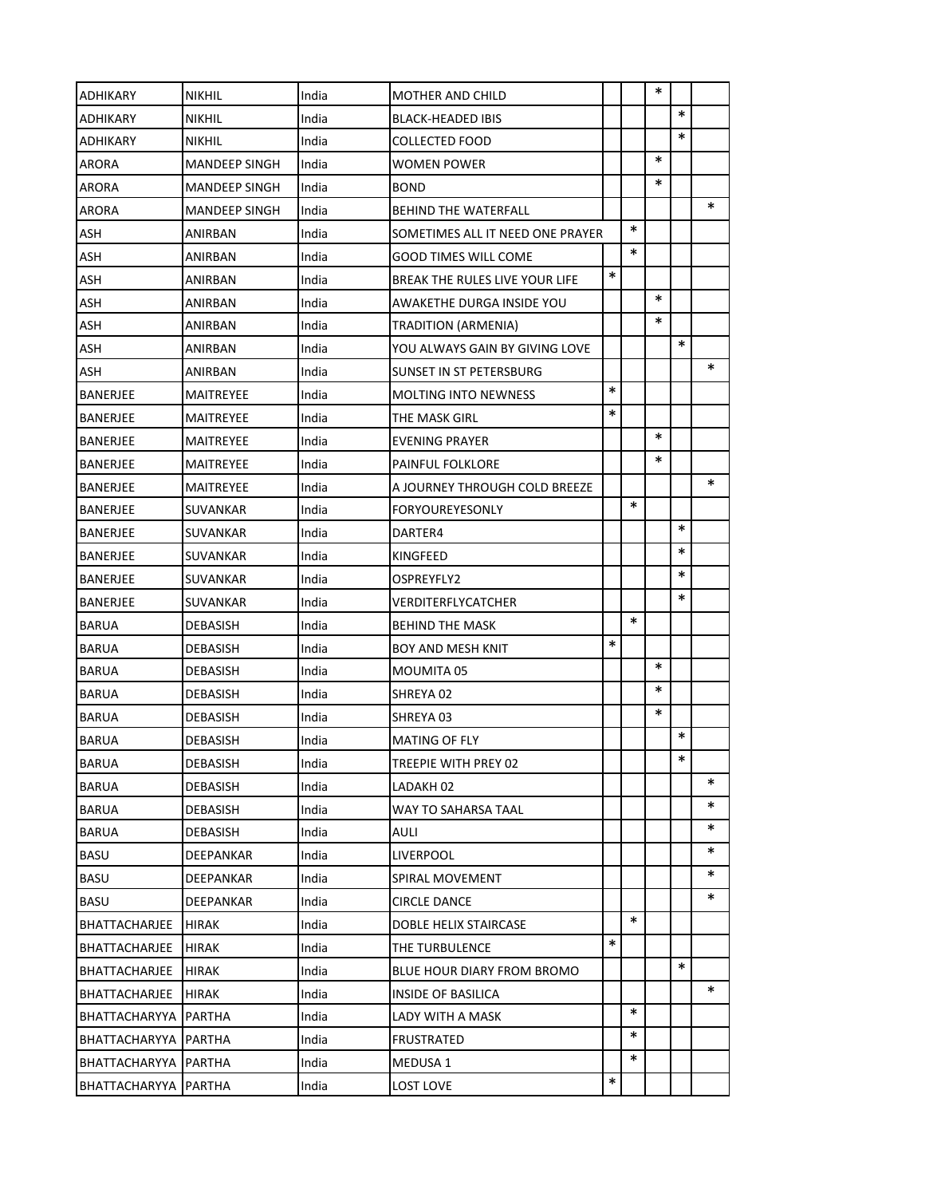| | | | | | | | | |
|---|---|---|---|---|---|---|---|---|
| ADHIKARY | NIKHIL | India | MOTHER AND CHILD | | | * | | |
| ADHIKARY | NIKHIL | India | BLACK-HEADED IBIS | | | | * | |
| ADHIKARY | NIKHIL | India | COLLECTED FOOD | | | | * | |
| ARORA | MANDEEP SINGH | India | WOMEN POWER | | | * | | |
| ARORA | MANDEEP SINGH | India | BOND | | | * | | |
| ARORA | MANDEEP SINGH | India | BEHIND THE WATERFALL | | | | | * |
| ASH | ANIRBAN | India | SOMETIMES ALL IT NEED ONE PRAYER | | * | | | |
| ASH | ANIRBAN | India | GOOD TIMES WILL COME | | * | | | |
| ASH | ANIRBAN | India | BREAK THE RULES LIVE YOUR LIFE | * | | | | |
| ASH | ANIRBAN | India | AWAKETHE DURGA INSIDE YOU | | | * | | |
| ASH | ANIRBAN | India | TRADITION (ARMENIA) | | | * | | |
| ASH | ANIRBAN | India | YOU ALWAYS GAIN BY GIVING LOVE | | | | * | |
| ASH | ANIRBAN | India | SUNSET IN ST PETERSBURG | | | | | * |
| BANERJEE | MAITREYEE | India | MOLTING INTO NEWNESS | * | | | | |
| BANERJEE | MAITREYEE | India | THE MASK GIRL | * | | | | |
| BANERJEE | MAITREYEE | India | EVENING PRAYER | | | * | | |
| BANERJEE | MAITREYEE | India | PAINFUL FOLKLORE | | | * | | |
| BANERJEE | MAITREYEE | India | A JOURNEY THROUGH COLD BREEZE | | | | | * |
| BANERJEE | SUVANKAR | India | FORYOUREYESONLY | | * | | | |
| BANERJEE | SUVANKAR | India | DARTER4 | | | | * | |
| BANERJEE | SUVANKAR | India | KINGFEED | | | | * | |
| BANERJEE | SUVANKAR | India | OSPREYFLY2 | | | | * | |
| BANERJEE | SUVANKAR | India | VERDITERFLYCATCHER | | | | * | |
| BARUA | DEBASISH | India | BEHIND THE MASK | | * | | | |
| BARUA | DEBASISH | India | BOY AND MESH KNIT | * | | | | |
| BARUA | DEBASISH | India | MOUMITA 05 | | | * | | |
| BARUA | DEBASISH | India | SHREYA 02 | | | * | | |
| BARUA | DEBASISH | India | SHREYA 03 | | | * | | |
| BARUA | DEBASISH | India | MATING OF FLY | | | | * | |
| BARUA | DEBASISH | India | TREEPIE WITH PREY 02 | | | | * | |
| BARUA | DEBASISH | India | LADAKH 02 | | | | | * |
| BARUA | DEBASISH | India | WAY TO SAHARSA TAAL | | | | | * |
| BARUA | DEBASISH | India | AULI | | | | | * |
| BASU | DEEPANKAR | India | LIVERPOOL | | | | | * |
| BASU | DEEPANKAR | India | SPIRAL MOVEMENT | | | | | * |
| BASU | DEEPANKAR | India | CIRCLE DANCE | | | | | * |
| BHATTACHARJEE | HIRAK | India | DOBLE HELIX STAIRCASE | | * | | | |
| BHATTACHARJEE | HIRAK | India | THE TURBULENCE | * | | | | |
| BHATTACHARJEE | HIRAK | India | BLUE HOUR DIARY FROM BROMO | | | | * | |
| BHATTACHARJEE | HIRAK | India | INSIDE OF BASILICA | | | | | * |
| BHATTACHARYYA | PARTHA | India | LADY WITH A MASK | | * | | | |
| BHATTACHARYYA | PARTHA | India | FRUSTRATED | | * | | | |
| BHATTACHARYYA | PARTHA | India | MEDUSA 1 | | * | | | |
| BHATTACHARYYA | PARTHA | India | LOST LOVE | * | | | | |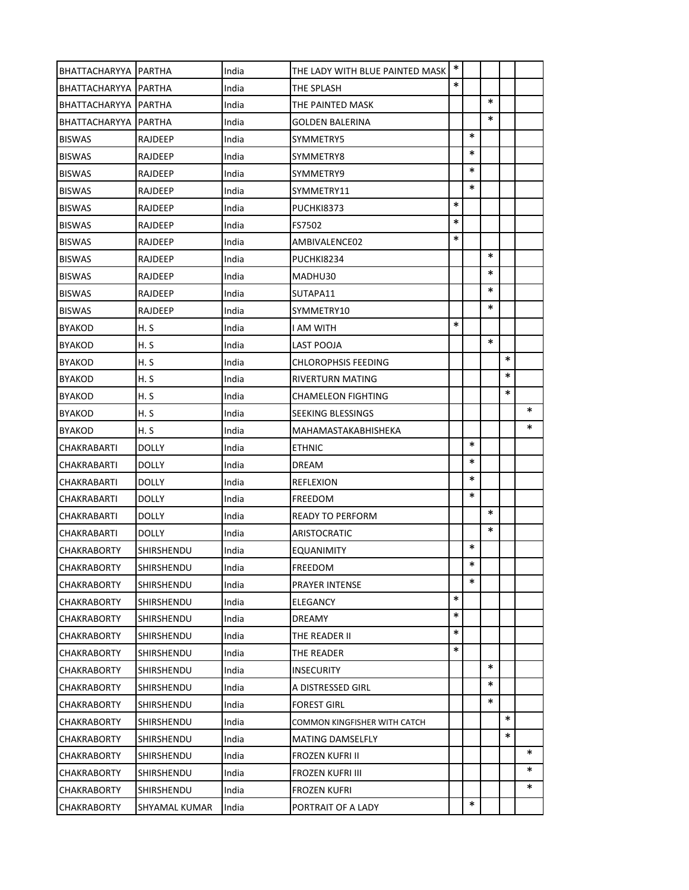| | | | | | | | | |
|---|---|---|---|---|---|---|---|---|
| BHATTACHARYYA | PARTHA | India | THE LADY WITH BLUE PAINTED MASK | * | | | | |
| BHATTACHARYYA | PARTHA | India | THE SPLASH | * | | | | |
| BHATTACHARYYA | PARTHA | India | THE PAINTED MASK | | | * | | |
| BHATTACHARYYA | PARTHA | India | GOLDEN BALERINA | | | * | | |
| BISWAS | RAJDEEP | India | SYMMETRY5 | | * | | | |
| BISWAS | RAJDEEP | India | SYMMETRY8 | | * | | | |
| BISWAS | RAJDEEP | India | SYMMETRY9 | | * | | | |
| BISWAS | RAJDEEP | India | SYMMETRY11 | | * | | | |
| BISWAS | RAJDEEP | India | PUCHKI8373 | * | | | | |
| BISWAS | RAJDEEP | India | FS7502 | * | | | | |
| BISWAS | RAJDEEP | India | AMBIVALENCE02 | * | | | | |
| BISWAS | RAJDEEP | India | PUCHKI8234 | | | * | | |
| BISWAS | RAJDEEP | India | MADHU30 | | | * | | |
| BISWAS | RAJDEEP | India | SUTAPA11 | | | * | | |
| BISWAS | RAJDEEP | India | SYMMETRY10 | | | * | | |
| BYAKOD | H. S | India | I AM WITH | * | | | | |
| BYAKOD | H. S | India | LAST POOJA | | | * | | |
| BYAKOD | H. S | India | CHLOROPHSIS FEEDING | | | | * | |
| BYAKOD | H. S | India | RIVERTURN MATING | | | | * | |
| BYAKOD | H. S | India | CHAMELEON FIGHTING | | | | * | |
| BYAKOD | H. S | India | SEEKING BLESSINGS | | | | | * |
| BYAKOD | H. S | India | MAHAMASTAKABHISHEKA | | | | | * |
| CHAKRABARTI | DOLLY | India | ETHNIC | | * | | | |
| CHAKRABARTI | DOLLY | India | DREAM | | * | | | |
| CHAKRABARTI | DOLLY | India | REFLEXION | | * | | | |
| CHAKRABARTI | DOLLY | India | FREEDOM | | * | | | |
| CHAKRABARTI | DOLLY | India | READY TO PERFORM | | | * | | |
| CHAKRABARTI | DOLLY | India | ARISTOCRATIC | | | * | | |
| CHAKRABORTY | SHIRSHENDU | India | EQUANIMITY | | * | | | |
| CHAKRABORTY | SHIRSHENDU | India | FREEDOM | | * | | | |
| CHAKRABORTY | SHIRSHENDU | India | PRAYER INTENSE | | * | | | |
| CHAKRABORTY | SHIRSHENDU | India | ELEGANCY | * | | | | |
| CHAKRABORTY | SHIRSHENDU | India | DREAMY | * | | | | |
| CHAKRABORTY | SHIRSHENDU | India | THE READER II | * | | | | |
| CHAKRABORTY | SHIRSHENDU | India | THE READER | * | | | | |
| CHAKRABORTY | SHIRSHENDU | India | INSECURITY | | | * | | |
| CHAKRABORTY | SHIRSHENDU | India | A DISTRESSED GIRL | | | * | | |
| CHAKRABORTY | SHIRSHENDU | India | FOREST GIRL | | | * | | |
| CHAKRABORTY | SHIRSHENDU | India | COMMON KINGFISHER WITH CATCH | | | | * | |
| CHAKRABORTY | SHIRSHENDU | India | MATING DAMSELFLY | | | | * | |
| CHAKRABORTY | SHIRSHENDU | India | FROZEN KUFRI II | | | | | * |
| CHAKRABORTY | SHIRSHENDU | India | FROZEN KUFRI III | | | | | * |
| CHAKRABORTY | SHIRSHENDU | India | FROZEN KUFRI | | | | | * |
| CHAKRABORTY | SHYAMAL KUMAR | India | PORTRAIT OF A LADY | | * | | | |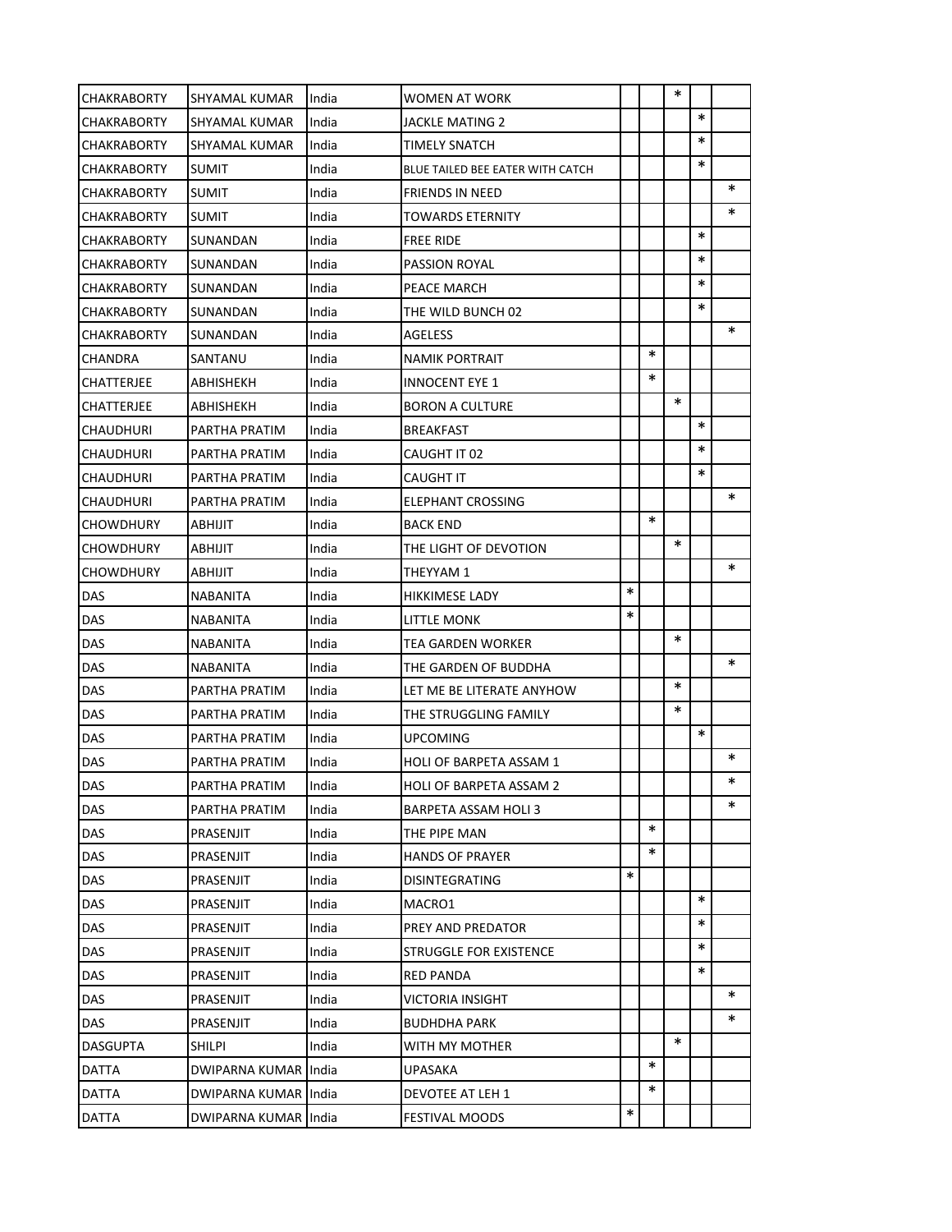| | | | | | | | | |
|---|---|---|---|---|---|---|---|---|
| CHAKRABORTY | SHYAMAL KUMAR | India | WOMEN AT WORK | | | * | | |
| CHAKRABORTY | SHYAMAL KUMAR | India | JACKLE MATING 2 | | | | * | |
| CHAKRABORTY | SHYAMAL KUMAR | India | TIMELY SNATCH | | | | * | |
| CHAKRABORTY | SUMIT | India | BLUE TAILED BEE EATER WITH CATCH | | | | * | |
| CHAKRABORTY | SUMIT | India | FRIENDS IN NEED | | | | | * |
| CHAKRABORTY | SUMIT | India | TOWARDS ETERNITY | | | | | * |
| CHAKRABORTY | SUNANDAN | India | FREE RIDE | | | | * | |
| CHAKRABORTY | SUNANDAN | India | PASSION ROYAL | | | | * | |
| CHAKRABORTY | SUNANDAN | India | PEACE MARCH | | | | * | |
| CHAKRABORTY | SUNANDAN | India | THE WILD BUNCH 02 | | | | * | |
| CHAKRABORTY | SUNANDAN | India | AGELESS | | | | | * |
| CHANDRA | SANTANU | India | NAMIK PORTRAIT | | * | | | |
| CHATTERJEE | ABHISHEKH | India | INNOCENT EYE 1 | | * | | | |
| CHATTERJEE | ABHISHEKH | India | BORON A CULTURE | | | * | | |
| CHAUDHURI | PARTHA PRATIM | India | BREAKFAST | | | | * | |
| CHAUDHURI | PARTHA PRATIM | India | CAUGHT IT 02 | | | | * | |
| CHAUDHURI | PARTHA PRATIM | India | CAUGHT IT | | | | * | |
| CHAUDHURI | PARTHA PRATIM | India | ELEPHANT CROSSING | | | | | * |
| CHOWDHURY | ABHIJIT | India | BACK END | | * | | | |
| CHOWDHURY | ABHIJIT | India | THE LIGHT OF DEVOTION | | | * | | |
| CHOWDHURY | ABHIJIT | India | THEYYAM 1 | | | | | * |
| DAS | NABANITA | India | HIKKIMESE LADY | * | | | | |
| DAS | NABANITA | India | LITTLE MONK | * | | | | |
| DAS | NABANITA | India | TEA GARDEN WORKER | | | * | | |
| DAS | NABANITA | India | THE GARDEN OF BUDDHA | | | | | * |
| DAS | PARTHA PRATIM | India | LET ME BE LITERATE ANYHOW | | | * | | |
| DAS | PARTHA PRATIM | India | THE STRUGGLING FAMILY | | | * | | |
| DAS | PARTHA PRATIM | India | UPCOMING | | | | * | |
| DAS | PARTHA PRATIM | India | HOLI OF BARPETA ASSAM 1 | | | | | * |
| DAS | PARTHA PRATIM | India | HOLI OF BARPETA ASSAM 2 | | | | | * |
| DAS | PARTHA PRATIM | India | BARPETA ASSAM HOLI 3 | | | | | * |
| DAS | PRASENJIT | India | THE PIPE MAN | | * | | | |
| DAS | PRASENJIT | India | HANDS OF PRAYER | | * | | | |
| DAS | PRASENJIT | India | DISINTEGRATING | * | | | | |
| DAS | PRASENJIT | India | MACRO1 | | | | * | |
| DAS | PRASENJIT | India | PREY AND PREDATOR | | | | * | |
| DAS | PRASENJIT | India | STRUGGLE FOR EXISTENCE | | | | * | |
| DAS | PRASENJIT | India | RED PANDA | | | | * | |
| DAS | PRASENJIT | India | VICTORIA INSIGHT | | | | | * |
| DAS | PRASENJIT | India | BUDHDHA PARK | | | | | * |
| DASGUPTA | SHILPI | India | WITH MY MOTHER | | | * | | |
| DATTA | DWIPARNA KUMAR | India | UPASAKA | | * | | | |
| DATTA | DWIPARNA KUMAR | India | DEVOTEE AT LEH 1 | | * | | | |
| DATTA | DWIPARNA KUMAR | India | FESTIVAL MOODS | * | | | | |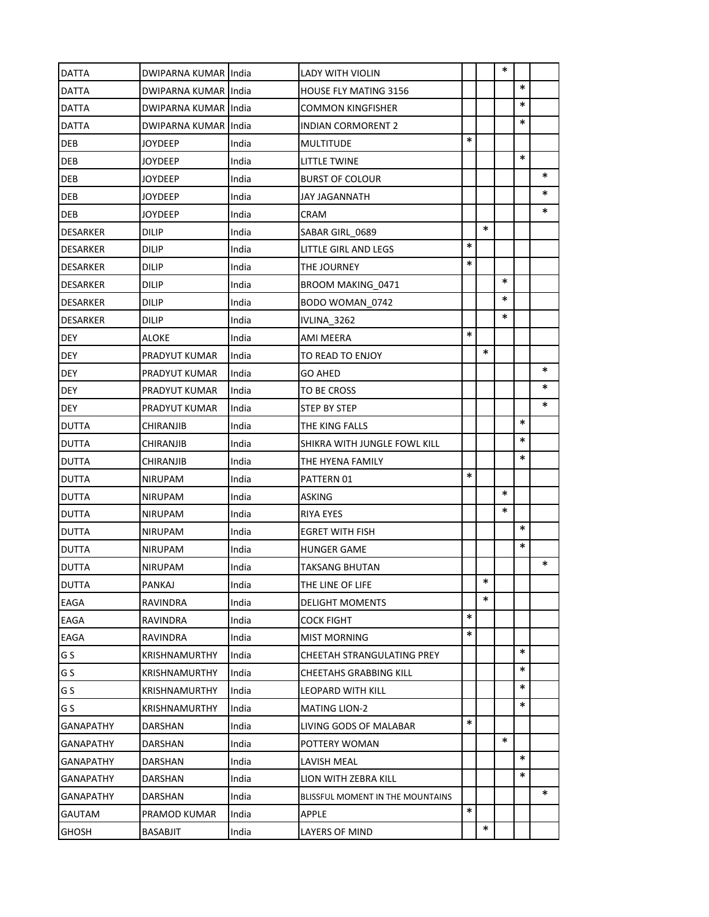| | | | | | | | | |
|---|---|---|---|---|---|---|---|---|
| DATTA | DWIPARNA KUMAR | India | LADY WITH VIOLIN | | | * | | |
| DATTA | DWIPARNA KUMAR | India | HOUSE FLY MATING 3156 | | | | * | |
| DATTA | DWIPARNA KUMAR | India | COMMON KINGFISHER | | | | * | |
| DATTA | DWIPARNA KUMAR | India | INDIAN CORMORENT 2 | | | | * | |
| DEB | JOYDEEP | India | MULTITUDE | * | | | | |
| DEB | JOYDEEP | India | LITTLE TWINE | | | | * | |
| DEB | JOYDEEP | India | BURST OF COLOUR | | | | | * |
| DEB | JOYDEEP | India | JAY JAGANNATH | | | | | * |
| DEB | JOYDEEP | India | CRAM | | | | | * |
| DESARKER | DILIP | India | SABAR GIRL_0689 | | * | | | |
| DESARKER | DILIP | India | LITTLE GIRL AND LEGS | * | | | | |
| DESARKER | DILIP | India | THE JOURNEY | * | | | | |
| DESARKER | DILIP | India | BROOM MAKING_0471 | | | * | | |
| DESARKER | DILIP | India | BODO WOMAN_0742 | | | * | | |
| DESARKER | DILIP | India | IVLINA_3262 | | | * | | |
| DEY | ALOKE | India | AMI MEERA | * | | | | |
| DEY | PRADYUT KUMAR | India | TO READ TO ENJOY | | * | | | |
| DEY | PRADYUT KUMAR | India | GO AHED | | | | | * |
| DEY | PRADYUT KUMAR | India | TO BE CROSS | | | | | * |
| DEY | PRADYUT KUMAR | India | STEP BY STEP | | | | | * |
| DUTTA | CHIRANJIB | India | THE KING FALLS | | | | * | |
| DUTTA | CHIRANJIB | India | SHIKRA WITH JUNGLE FOWL KILL | | | | * | |
| DUTTA | CHIRANJIB | India | THE HYENA FAMILY | | | | * | |
| DUTTA | NIRUPAM | India | PATTERN 01 | * | | | | |
| DUTTA | NIRUPAM | India | ASKING | | | * | | |
| DUTTA | NIRUPAM | India | RIYA EYES | | | * | | |
| DUTTA | NIRUPAM | India | EGRET WITH FISH | | | | * | |
| DUTTA | NIRUPAM | India | HUNGER GAME | | | | * | |
| DUTTA | NIRUPAM | India | TAKSANG BHUTAN | | | | | * |
| DUTTA | PANKAJ | India | THE LINE OF LIFE | | * | | | |
| EAGA | RAVINDRA | India | DELIGHT MOMENTS | | * | | | |
| EAGA | RAVINDRA | India | COCK FIGHT | * | | | | |
| EAGA | RAVINDRA | India | MIST MORNING | * | | | | |
| G S | KRISHNAMURTHY | India | CHEETAH STRANGULATING PREY | | | | * | |
| G S | KRISHNAMURTHY | India | CHEETAHS GRABBING KILL | | | | * | |
| G S | KRISHNAMURTHY | India | LEOPARD WITH KILL | | | | * | |
| G S | KRISHNAMURTHY | India | MATING LION-2 | | | | * | |
| GANAPATHY | DARSHAN | India | LIVING GODS OF MALABAR | * | | | | |
| GANAPATHY | DARSHAN | India | POTTERY WOMAN | | | * | | |
| GANAPATHY | DARSHAN | India | LAVISH MEAL | | | | * | |
| GANAPATHY | DARSHAN | India | LION WITH ZEBRA KILL | | | | * | |
| GANAPATHY | DARSHAN | India | BLISSFUL MOMENT IN THE MOUNTAINS | | | | | * |
| GAUTAM | PRAMOD KUMAR | India | APPLE | * | | | | |
| GHOSH | BASABJIT | India | LAYERS OF MIND | | * | | | |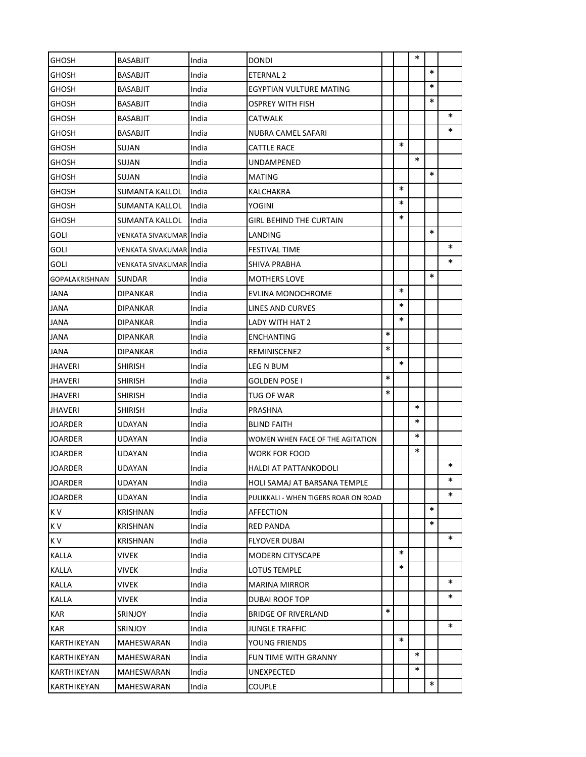| | | | | | | | | |
|---|---|---|---|---|---|---|---|---|
| GHOSH | BASABJIT | India | DONDI | | | * | | |
| GHOSH | BASABJIT | India | ETERNAL 2 | | | | * | |
| GHOSH | BASABJIT | India | EGYPTIAN VULTURE MATING | | | | * | |
| GHOSH | BASABJIT | India | OSPREY WITH FISH | | | | * | |
| GHOSH | BASABJIT | India | CATWALK | | | | | * |
| GHOSH | BASABJIT | India | NUBRA CAMEL SAFARI | | | | | * |
| GHOSH | SUJAN | India | CATTLE RACE | | * | | | |
| GHOSH | SUJAN | India | UNDAMPENED | | | * | | |
| GHOSH | SUJAN | India | MATING | | | | * | |
| GHOSH | SUMANTA KALLOL | India | KALCHAKRA | | * | | | |
| GHOSH | SUMANTA KALLOL | India | YOGINI | | * | | | |
| GHOSH | SUMANTA KALLOL | India | GIRL BEHIND THE CURTAIN | | * | | | |
| GOLI | VENKATA SIVAKUMAR | India | LANDING | | | | * | |
| GOLI | VENKATA SIVAKUMAR | India | FESTIVAL TIME | | | | | * |
| GOLI | VENKATA SIVAKUMAR | India | SHIVA PRABHA | | | | | * |
| GOPALAKRISHNAN | SUNDAR | India | MOTHERS LOVE | | | | * | |
| JANA | DIPANKAR | India | EVLINA MONOCHROME | | * | | | |
| JANA | DIPANKAR | India | LINES AND CURVES | | * | | | |
| JANA | DIPANKAR | India | LADY WITH HAT 2 | | * | | | |
| JANA | DIPANKAR | India | ENCHANTING | * | | | | |
| JANA | DIPANKAR | India | REMINISCENE2 | * | | | | |
| JHAVERI | SHIRISH | India | LEG N BUM | | * | | | |
| JHAVERI | SHIRISH | India | GOLDEN POSE I | * | | | | |
| JHAVERI | SHIRISH | India | TUG OF WAR | * | | | | |
| JHAVERI | SHIRISH | India | PRASHNA | | | * | | |
| JOARDER | UDAYAN | India | BLIND FAITH | | | * | | |
| JOARDER | UDAYAN | India | WOMEN WHEN FACE OF THE AGITATION | | | * | | |
| JOARDER | UDAYAN | India | WORK FOR FOOD | | | * | | |
| JOARDER | UDAYAN | India | HALDI AT PATTANKODOLI | | | | | * |
| JOARDER | UDAYAN | India | HOLI SAMAJ AT BARSANA TEMPLE | | | | | * |
| JOARDER | UDAYAN | India | PULIKKALI - WHEN TIGERS ROAR ON ROAD | | | | | * |
| K V | KRISHNAN | India | AFFECTION | | | | * | |
| K V | KRISHNAN | India | RED PANDA | | | | * | |
| K V | KRISHNAN | India | FLYOVER DUBAI | | | | | * |
| KALLA | VIVEK | India | MODERN CITYSCAPE | | * | | | |
| KALLA | VIVEK | India | LOTUS TEMPLE | | * | | | |
| KALLA | VIVEK | India | MARINA MIRROR | | | | | * |
| KALLA | VIVEK | India | DUBAI ROOF TOP | | | | | * |
| KAR | SRINJOY | India | BRIDGE OF RIVERLAND | * | | | | |
| KAR | SRINJOY | India | JUNGLE TRAFFIC | | | | | * |
| KARTHIKEYAN | MAHESWARAN | India | YOUNG FRIENDS | | * | | | |
| KARTHIKEYAN | MAHESWARAN | India | FUN TIME WITH GRANNY | | | * | | |
| KARTHIKEYAN | MAHESWARAN | India | UNEXPECTED | | | * | | |
| KARTHIKEYAN | MAHESWARAN | India | COUPLE | | | | * | |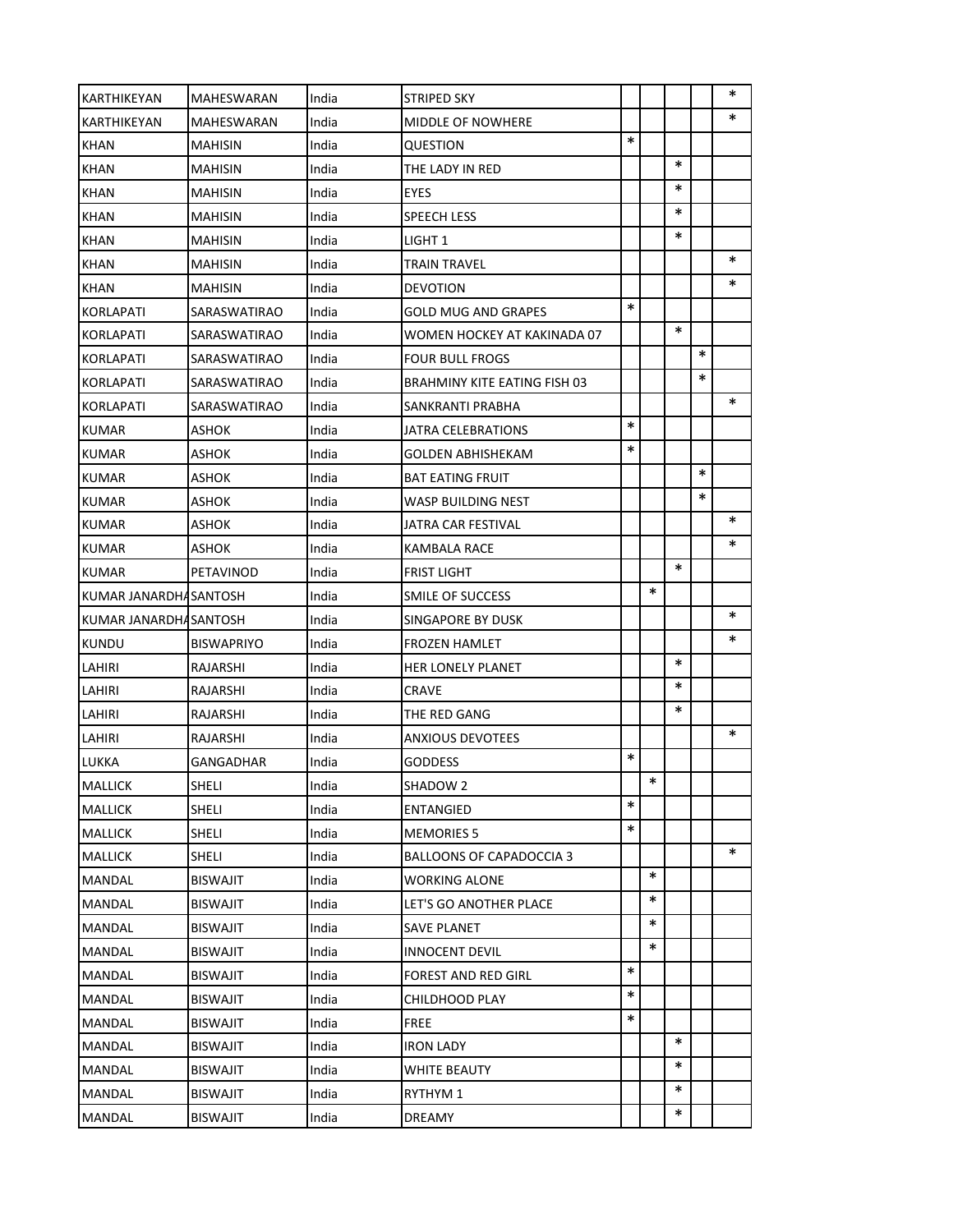| | | | | | | | | |
|---|---|---|---|---|---|---|---|---|
| KARTHIKEYAN | MAHESWARAN | India | STRIPED SKY | | | | | * |
| KARTHIKEYAN | MAHESWARAN | India | MIDDLE OF NOWHERE | | | | | * |
| KHAN | MAHISIN | India | QUESTION | * | | | | |
| KHAN | MAHISIN | India | THE LADY IN RED | | | * | | |
| KHAN | MAHISIN | India | EYES | | | * | | |
| KHAN | MAHISIN | India | SPEECH LESS | | | * | | |
| KHAN | MAHISIN | India | LIGHT 1 | | | * | | |
| KHAN | MAHISIN | India | TRAIN TRAVEL | | | | | * |
| KHAN | MAHISIN | India | DEVOTION | | | | | * |
| KORLAPATI | SARASWATIRAO | India | GOLD MUG AND GRAPES | * | | | | |
| KORLAPATI | SARASWATIRAO | India | WOMEN HOCKEY AT KAKINADA 07 | | | * | | |
| KORLAPATI | SARASWATIRAO | India | FOUR BULL FROGS | | | | * | |
| KORLAPATI | SARASWATIRAO | India | BRAHMINY KITE EATING FISH 03 | | | | * | |
| KORLAPATI | SARASWATIRAO | India | SANKRANTI PRABHA | | | | | * |
| KUMAR | ASHOK | India | JATRA CELEBRATIONS | * | | | | |
| KUMAR | ASHOK | India | GOLDEN ABHISHEKAM | * | | | | |
| KUMAR | ASHOK | India | BAT EATING FRUIT | | | | * | |
| KUMAR | ASHOK | India | WASP BUILDING NEST | | | | * | |
| KUMAR | ASHOK | India | JATRA CAR FESTIVAL | | | | | * |
| KUMAR | ASHOK | India | KAMBALA RACE | | | | | * |
| KUMAR | PETAVINOD | India | FRIST LIGHT | | | * | | |
| KUMAR JANARDHA | SANTOSH | India | SMILE OF SUCCESS | | * | | | |
| KUMAR JANARDHA | SANTOSH | India | SINGAPORE BY DUSK | | | | | * |
| KUNDU | BISWAPRIYO | India | FROZEN HAMLET | | | | | * |
| LAHIRI | RAJARSHI | India | HER LONELY PLANET | | | * | | |
| LAHIRI | RAJARSHI | India | CRAVE | | | * | | |
| LAHIRI | RAJARSHI | India | THE RED GANG | | | * | | |
| LAHIRI | RAJARSHI | India | ANXIOUS DEVOTEES | | | | | * |
| LUKKA | GANGADHAR | India | GODDESS | * | | | | |
| MALLICK | SHELI | India | SHADOW 2 | | * | | | |
| MALLICK | SHELI | India | ENTANGIED | * | | | | |
| MALLICK | SHELI | India | MEMORIES 5 | * | | | | |
| MALLICK | SHELI | India | BALLOONS OF CAPADOCCIA 3 | | | | | * |
| MANDAL | BISWAJIT | India | WORKING ALONE | | * | | | |
| MANDAL | BISWAJIT | India | LET'S GO ANOTHER PLACE | | * | | | |
| MANDAL | BISWAJIT | India | SAVE PLANET | | * | | | |
| MANDAL | BISWAJIT | India | INNOCENT DEVIL | | * | | | |
| MANDAL | BISWAJIT | India | FOREST AND RED GIRL | * | | | | |
| MANDAL | BISWAJIT | India | CHILDHOOD PLAY | * | | | | |
| MANDAL | BISWAJIT | India | FREE | * | | | | |
| MANDAL | BISWAJIT | India | IRON LADY | | | * | | |
| MANDAL | BISWAJIT | India | WHITE BEAUTY | | | * | | |
| MANDAL | BISWAJIT | India | RYTHYM 1 | | | * | | |
| MANDAL | BISWAJIT | India | DREAMY | | | * | | |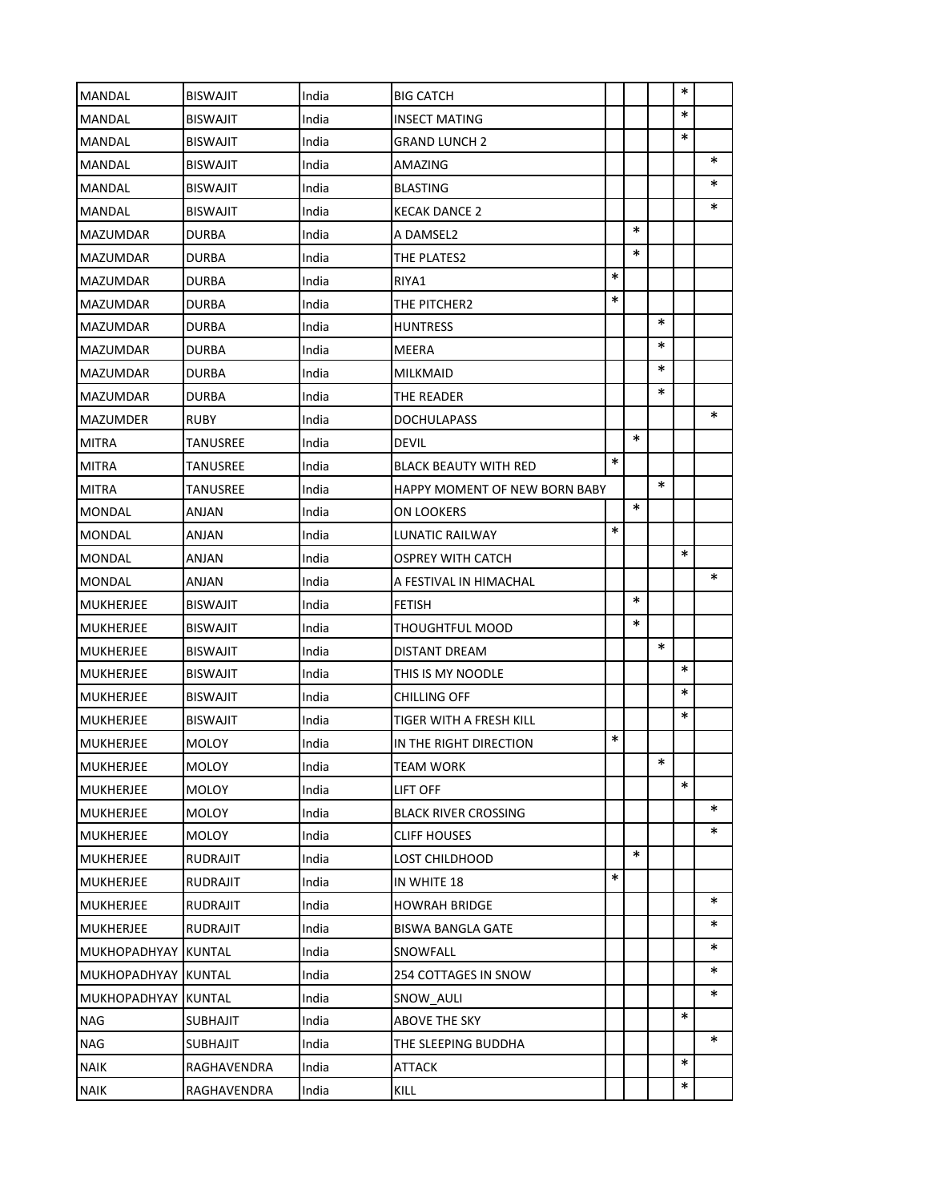| | | | | | | | | |
|---|---|---|---|---|---|---|---|---|
| MANDAL | BISWAJIT | India | BIG CATCH | | | | * | |
| MANDAL | BISWAJIT | India | INSECT MATING | | | | * | |
| MANDAL | BISWAJIT | India | GRAND LUNCH 2 | | | | * | |
| MANDAL | BISWAJIT | India | AMAZING | | | | | * |
| MANDAL | BISWAJIT | India | BLASTING | | | | | * |
| MANDAL | BISWAJIT | India | KECAK DANCE 2 | | | | | * |
| MAZUMDAR | DURBA | India | A DAMSEL2 | | * | | | |
| MAZUMDAR | DURBA | India | THE PLATES2 | | * | | | |
| MAZUMDAR | DURBA | India | RIYA1 | * | | | | |
| MAZUMDAR | DURBA | India | THE PITCHER2 | * | | | | |
| MAZUMDAR | DURBA | India | HUNTRESS | | | * | | |
| MAZUMDAR | DURBA | India | MEERA | | | * | | |
| MAZUMDAR | DURBA | India | MILKMAID | | | * | | |
| MAZUMDAR | DURBA | India | THE READER | | | * | | |
| MAZUMDER | RUBY | India | DOCHULAPASS | | | | | * |
| MITRA | TANUSREE | India | DEVIL | | * | | | |
| MITRA | TANUSREE | India | BLACK BEAUTY WITH RED | * | | | | |
| MITRA | TANUSREE | India | HAPPY MOMENT OF NEW BORN BABY | | | * | | |
| MONDAL | ANJAN | India | ON LOOKERS | | * | | | |
| MONDAL | ANJAN | India | LUNATIC RAILWAY | * | | | | |
| MONDAL | ANJAN | India | OSPREY WITH CATCH | | | | * | |
| MONDAL | ANJAN | India | A FESTIVAL IN HIMACHAL | | | | | * |
| MUKHERJEE | BISWAJIT | India | FETISH | | * | | | |
| MUKHERJEE | BISWAJIT | India | THOUGHTFUL MOOD | | * | | | |
| MUKHERJEE | BISWAJIT | India | DISTANT DREAM | | | * | | |
| MUKHERJEE | BISWAJIT | India | THIS IS MY NOODLE | | | | * | |
| MUKHERJEE | BISWAJIT | India | CHILLING OFF | | | | * | |
| MUKHERJEE | BISWAJIT | India | TIGER WITH A FRESH KILL | | | | * | |
| MUKHERJEE | MOLOY | India | IN THE RIGHT DIRECTION | * | | | | |
| MUKHERJEE | MOLOY | India | TEAM WORK | | | * | | |
| MUKHERJEE | MOLOY | India | LIFT OFF | | | | * | |
| MUKHERJEE | MOLOY | India | BLACK RIVER CROSSING | | | | | * |
| MUKHERJEE | MOLOY | India | CLIFF HOUSES | | | | | * |
| MUKHERJEE | RUDRAJIT | India | LOST CHILDHOOD | | * | | | |
| MUKHERJEE | RUDRAJIT | India | IN WHITE 18 | * | | | | |
| MUKHERJEE | RUDRAJIT | India | HOWRAH BRIDGE | | | | | * |
| MUKHERJEE | RUDRAJIT | India | BISWA BANGLA GATE | | | | | * |
| MUKHOPADHYAY | KUNTAL | India | SNOWFALL | | | | | * |
| MUKHOPADHYAY | KUNTAL | India | 254 COTTAGES IN SNOW | | | | | * |
| MUKHOPADHYAY | KUNTAL | India | SNOW_AULI | | | | | * |
| NAG | SUBHAJIT | India | ABOVE THE SKY | | | | * | |
| NAG | SUBHAJIT | India | THE SLEEPING BUDDHA | | | | | * |
| NAIK | RAGHAVENDRA | India | ATTACK | | | | * | |
| NAIK | RAGHAVENDRA | India | KILL | | | | * | |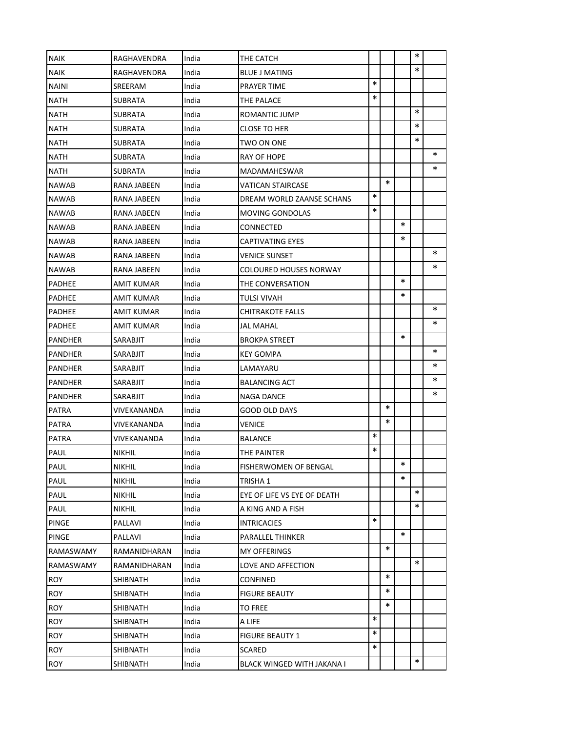| | | | | | | | | |
|---|---|---|---|---|---|---|---|---|
| NAIK | RAGHAVENDRA | India | THE CATCH | | | | * | |
| NAIK | RAGHAVENDRA | India | BLUE J MATING | | | | * | |
| NAINI | SREERAM | India | PRAYER TIME | * | | | | |
| NATH | SUBRATA | India | THE PALACE | * | | | | |
| NATH | SUBRATA | India | ROMANTIC JUMP | | | | * | |
| NATH | SUBRATA | India | CLOSE TO HER | | | | * | |
| NATH | SUBRATA | India | TWO ON ONE | | | | * | |
| NATH | SUBRATA | India | RAY OF HOPE | | | | | * |
| NATH | SUBRATA | India | MADAMAHESWAR | | | | | * |
| NAWAB | RANA JABEEN | India | VATICAN STAIRCASE | | * | | | |
| NAWAB | RANA JABEEN | India | DREAM WORLD ZAANSE SCHANS | * | | | | |
| NAWAB | RANA JABEEN | India | MOVING GONDOLAS | * | | | | |
| NAWAB | RANA JABEEN | India | CONNECTED | | | * | | |
| NAWAB | RANA JABEEN | India | CAPTIVATING EYES | | | * | | |
| NAWAB | RANA JABEEN | India | VENICE SUNSET | | | | | * |
| NAWAB | RANA JABEEN | India | COLOURED HOUSES NORWAY | | | | | * |
| PADHEE | AMIT KUMAR | India | THE CONVERSATION | | | * | | |
| PADHEE | AMIT KUMAR | India | TULSI VIVAH | | | * | | |
| PADHEE | AMIT KUMAR | India | CHITRAKOTE FALLS | | | | | * |
| PADHEE | AMIT KUMAR | India | JAL MAHAL | | | | | * |
| PANDHER | SARABJIT | India | BROKPA STREET | | | * | | |
| PANDHER | SARABJIT | India | KEY GOMPA | | | | | * |
| PANDHER | SARABJIT | India | LAMAYARU | | | | | * |
| PANDHER | SARABJIT | India | BALANCING ACT | | | | | * |
| PANDHER | SARABJIT | India | NAGA DANCE | | | | | * |
| PATRA | VIVEKANANDA | India | GOOD OLD DAYS | | * | | | |
| PATRA | VIVEKANANDA | India | VENICE | | * | | | |
| PATRA | VIVEKANANDA | India | BALANCE | * | | | | |
| PAUL | NIKHIL | India | THE PAINTER | * | | | | |
| PAUL | NIKHIL | India | FISHERWOMEN OF BENGAL | | | * | | |
| PAUL | NIKHIL | India | TRISHA 1 | | | * | | |
| PAUL | NIKHIL | India | EYE OF LIFE VS EYE OF DEATH | | | | * | |
| PAUL | NIKHIL | India | A KING AND A FISH | | | | * | |
| PINGE | PALLAVI | India | INTRICACIES | * | | | | |
| PINGE | PALLAVI | India | PARALLEL THINKER | | | * | | |
| RAMASWAMY | RAMANIDHARAN | India | MY OFFERINGS | | * | | | |
| RAMASWAMY | RAMANIDHARAN | India | LOVE AND AFFECTION | | | | * | |
| ROY | SHIBNATH | India | CONFINED | | * | | | |
| ROY | SHIBNATH | India | FIGURE BEAUTY | | * | | | |
| ROY | SHIBNATH | India | TO FREE | | * | | | |
| ROY | SHIBNATH | India | A LIFE | * | | | | |
| ROY | SHIBNATH | India | FIGURE BEAUTY 1 | * | | | | |
| ROY | SHIBNATH | India | SCARED | * | | | | |
| ROY | SHIBNATH | India | BLACK WINGED WITH JAKANA I | | | | * | |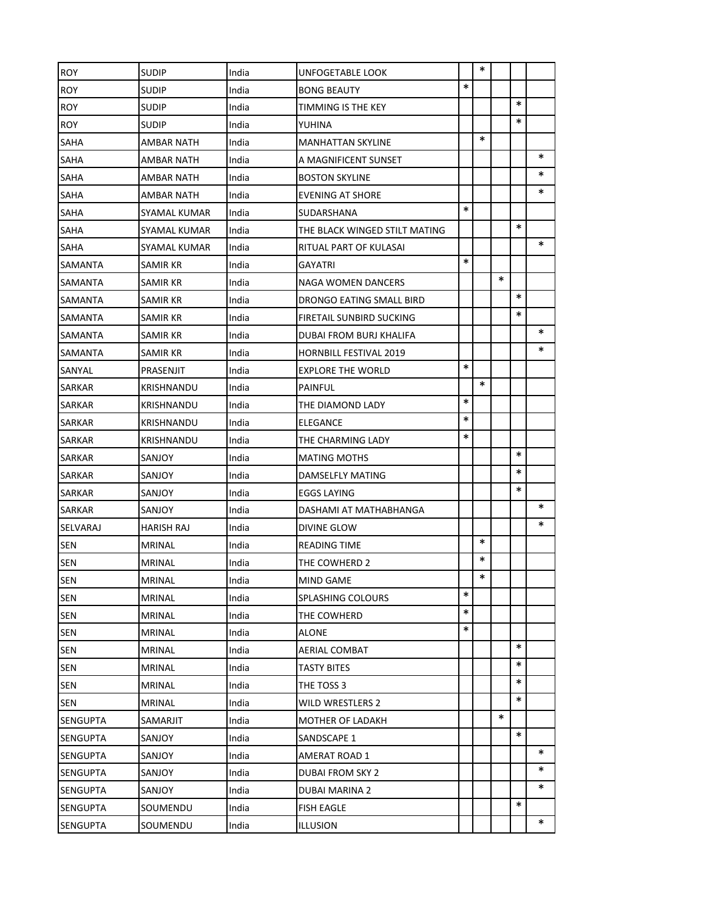| | | | | | | | | |
|---|---|---|---|---|---|---|---|---|
| ROY | SUDIP | India | UNFOGETABLE LOOK | | * | | | |
| ROY | SUDIP | India | BONG BEAUTY | * | | | | |
| ROY | SUDIP | India | TIMMING IS THE KEY | | | | * | |
| ROY | SUDIP | India | YUHINA | | | | * | |
| SAHA | AMBAR NATH | India | MANHATTAN SKYLINE | | * | | | |
| SAHA | AMBAR NATH | India | A MAGNIFICENT SUNSET | | | | | * |
| SAHA | AMBAR NATH | India | BOSTON SKYLINE | | | | | * |
| SAHA | AMBAR NATH | India | EVENING AT SHORE | | | | | * |
| SAHA | SYAMAL KUMAR | India | SUDARSHANA | * | | | | |
| SAHA | SYAMAL KUMAR | India | THE BLACK WINGED STILT MATING | | | | * | |
| SAHA | SYAMAL KUMAR | India | RITUAL PART OF KULASAI | | | | | * |
| SAMANTA | SAMIR KR | India | GAYATRI | * | | | | |
| SAMANTA | SAMIR KR | India | NAGA WOMEN DANCERS | | | * | | |
| SAMANTA | SAMIR KR | India | DRONGO EATING SMALL BIRD | | | | * | |
| SAMANTA | SAMIR KR | India | FIRETAIL SUNBIRD SUCKING | | | | * | |
| SAMANTA | SAMIR KR | India | DUBAI FROM BURJ KHALIFA | | | | | * |
| SAMANTA | SAMIR KR | India | HORNBILL FESTIVAL 2019 | | | | | * |
| SANYAL | PRASENJIT | India | EXPLORE THE WORLD | * | | | | |
| SARKAR | KRISHNANDU | India | PAINFUL | | * | | | |
| SARKAR | KRISHNANDU | India | THE DIAMOND LADY | * | | | | |
| SARKAR | KRISHNANDU | India | ELEGANCE | * | | | | |
| SARKAR | KRISHNANDU | India | THE CHARMING LADY | * | | | | |
| SARKAR | SANJOY | India | MATING MOTHS | | | | * | |
| SARKAR | SANJOY | India | DAMSELFLY MATING | | | | * | |
| SARKAR | SANJOY | India | EGGS LAYING | | | | * | |
| SARKAR | SANJOY | India | DASHAMI AT MATHABHANGA | | | | | * |
| SELVARAJ | HARISH RAJ | India | DIVINE GLOW | | | | | * |
| SEN | MRINAL | India | READING TIME | | * | | | |
| SEN | MRINAL | India | THE COWHERD 2 | | * | | | |
| SEN | MRINAL | India | MIND GAME | | * | | | |
| SEN | MRINAL | India | SPLASHING COLOURS | * | | | | |
| SEN | MRINAL | India | THE COWHERD | * | | | | |
| SEN | MRINAL | India | ALONE | * | | | | |
| SEN | MRINAL | India | AERIAL COMBAT | | | | * | |
| SEN | MRINAL | India | TASTY BITES | | | | * | |
| SEN | MRINAL | India | THE TOSS 3 | | | | * | |
| SEN | MRINAL | India | WILD WRESTLERS 2 | | | | * | |
| SENGUPTA | SAMARJIT | India | MOTHER OF LADAKH | | | * | | |
| SENGUPTA | SANJOY | India | SANDSCAPE 1 | | | | * | |
| SENGUPTA | SANJOY | India | AMERAT ROAD 1 | | | | | * |
| SENGUPTA | SANJOY | India | DUBAI FROM SKY 2 | | | | | * |
| SENGUPTA | SANJOY | India | DUBAI MARINA 2 | | | | | * |
| SENGUPTA | SOUMENDU | India | FISH EAGLE | | | | * | |
| SENGUPTA | SOUMENDU | India | ILLUSION | | | | | * |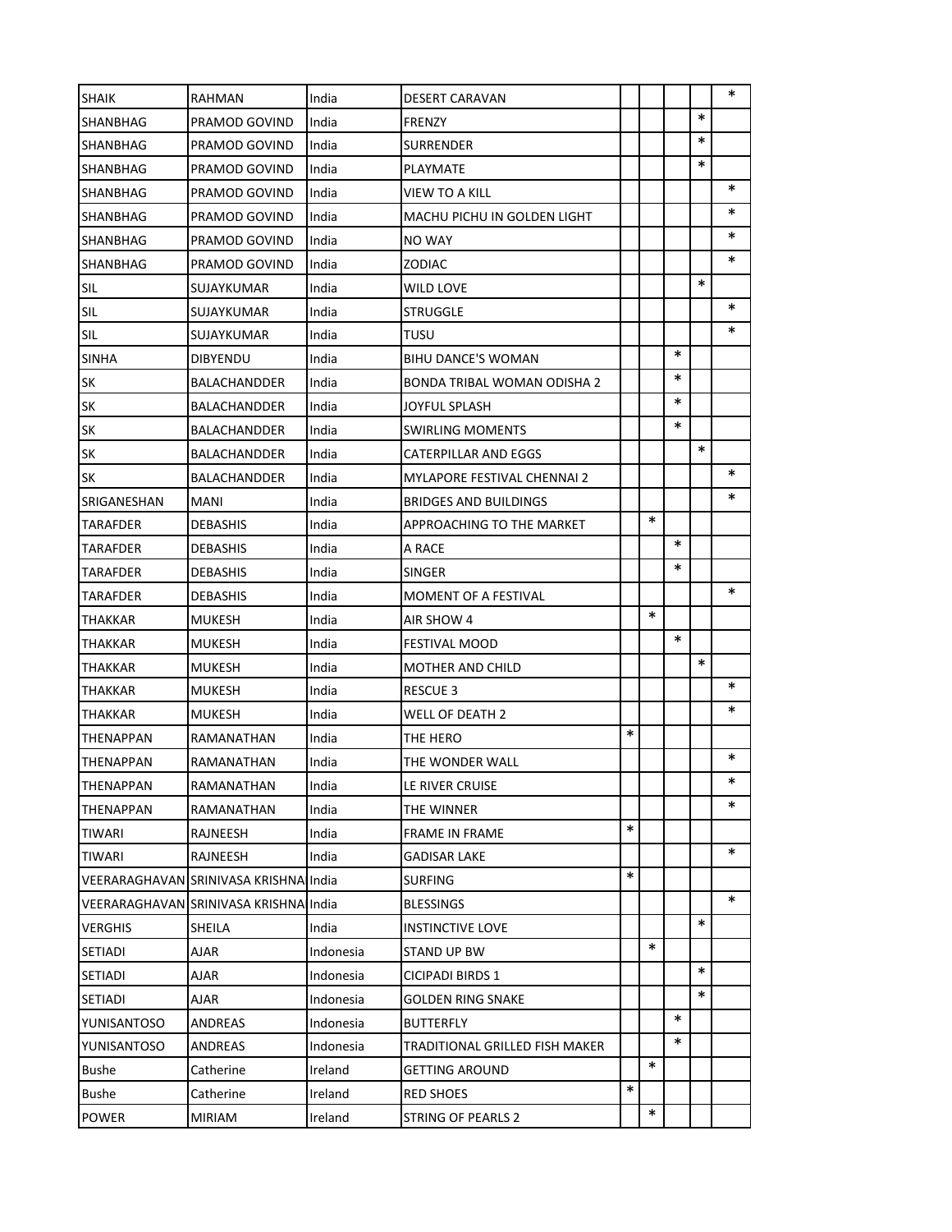| | | | | | | | | |
|---|---|---|---|---|---|---|---|---|
| SHAIK | RAHMAN | India | DESERT CARAVAN | | | | | * |
| SHANBHAG | PRAMOD GOVIND | India | FRENZY | | | | * | |
| SHANBHAG | PRAMOD GOVIND | India | SURRENDER | | | | * | |
| SHANBHAG | PRAMOD GOVIND | India | PLAYMATE | | | | * | |
| SHANBHAG | PRAMOD GOVIND | India | VIEW TO A KILL | | | | | * |
| SHANBHAG | PRAMOD GOVIND | India | MACHU PICHU IN GOLDEN LIGHT | | | | | * |
| SHANBHAG | PRAMOD GOVIND | India | NO WAY | | | | | * |
| SHANBHAG | PRAMOD GOVIND | India | ZODIAC | | | | | * |
| SIL | SUJAYKUMAR | India | WILD LOVE | | | | * | |
| SIL | SUJAYKUMAR | India | STRUGGLE | | | | | * |
| SIL | SUJAYKUMAR | India | TUSU | | | | | * |
| SINHA | DIBYENDU | India | BIHU DANCE'S WOMAN | | | * | | |
| SK | BALACHANDDER | India | BONDA TRIBAL WOMAN ODISHA 2 | | | * | | |
| SK | BALACHANDDER | India | JOYFUL SPLASH | | | * | | |
| SK | BALACHANDDER | India | SWIRLING MOMENTS | | | * | | |
| SK | BALACHANDDER | India | CATERPILLAR AND EGGS | | | | * | |
| SK | BALACHANDDER | India | MYLAPORE FESTIVAL CHENNAI 2 | | | | | * |
| SRIGANESHAN | MANI | India | BRIDGES AND BUILDINGS | | | | | * |
| TARAFDER | DEBASHIS | India | APPROACHING TO THE MARKET | | * | | | |
| TARAFDER | DEBASHIS | India | A RACE | | | * | | |
| TARAFDER | DEBASHIS | India | SINGER | | | * | | |
| TARAFDER | DEBASHIS | India | MOMENT OF A FESTIVAL | | | | | * |
| THAKKAR | MUKESH | India | AIR SHOW 4 | | * | | | |
| THAKKAR | MUKESH | India | FESTIVAL MOOD | | | * | | |
| THAKKAR | MUKESH | India | MOTHER AND CHILD | | | | * | |
| THAKKAR | MUKESH | India | RESCUE 3 | | | | | * |
| THAKKAR | MUKESH | India | WELL OF DEATH 2 | | | | | * |
| THENAPPAN | RAMANATHAN | India | THE HERO | * | | | | |
| THENAPPAN | RAMANATHAN | India | THE WONDER WALL | | | | | * |
| THENAPPAN | RAMANATHAN | India | LE RIVER CRUISE | | | | | * |
| THENAPPAN | RAMANATHAN | India | THE WINNER | | | | | * |
| TIWARI | RAJNEESH | India | FRAME IN FRAME | * | | | | |
| TIWARI | RAJNEESH | India | GADISAR LAKE | | | | | * |
| VEERARAGHAVAN | SRINIVASA KRISHNA | India | SURFING | * | | | | |
| VEERARAGHAVAN | SRINIVASA KRISHNA | India | BLESSINGS | | | | | * |
| VERGHIS | SHEILA | India | INSTINCTIVE LOVE | | | | * | |
| SETIADI | AJAR | Indonesia | STAND UP BW | | * | | | |
| SETIADI | AJAR | Indonesia | CICIPADI BIRDS 1 | | | | * | |
| SETIADI | AJAR | Indonesia | GOLDEN RING SNAKE | | | | * | |
| YUNISANTOSO | ANDREAS | Indonesia | BUTTERFLY | | | * | | |
| YUNISANTOSO | ANDREAS | Indonesia | TRADITIONAL GRILLED FISH MAKER | | | * | | |
| Bushe | Catherine | Ireland | GETTING AROUND | | * | | | |
| Bushe | Catherine | Ireland | RED SHOES | * | | | | |
| POWER | MIRIAM | Ireland | STRING OF PEARLS 2 | | * | | | |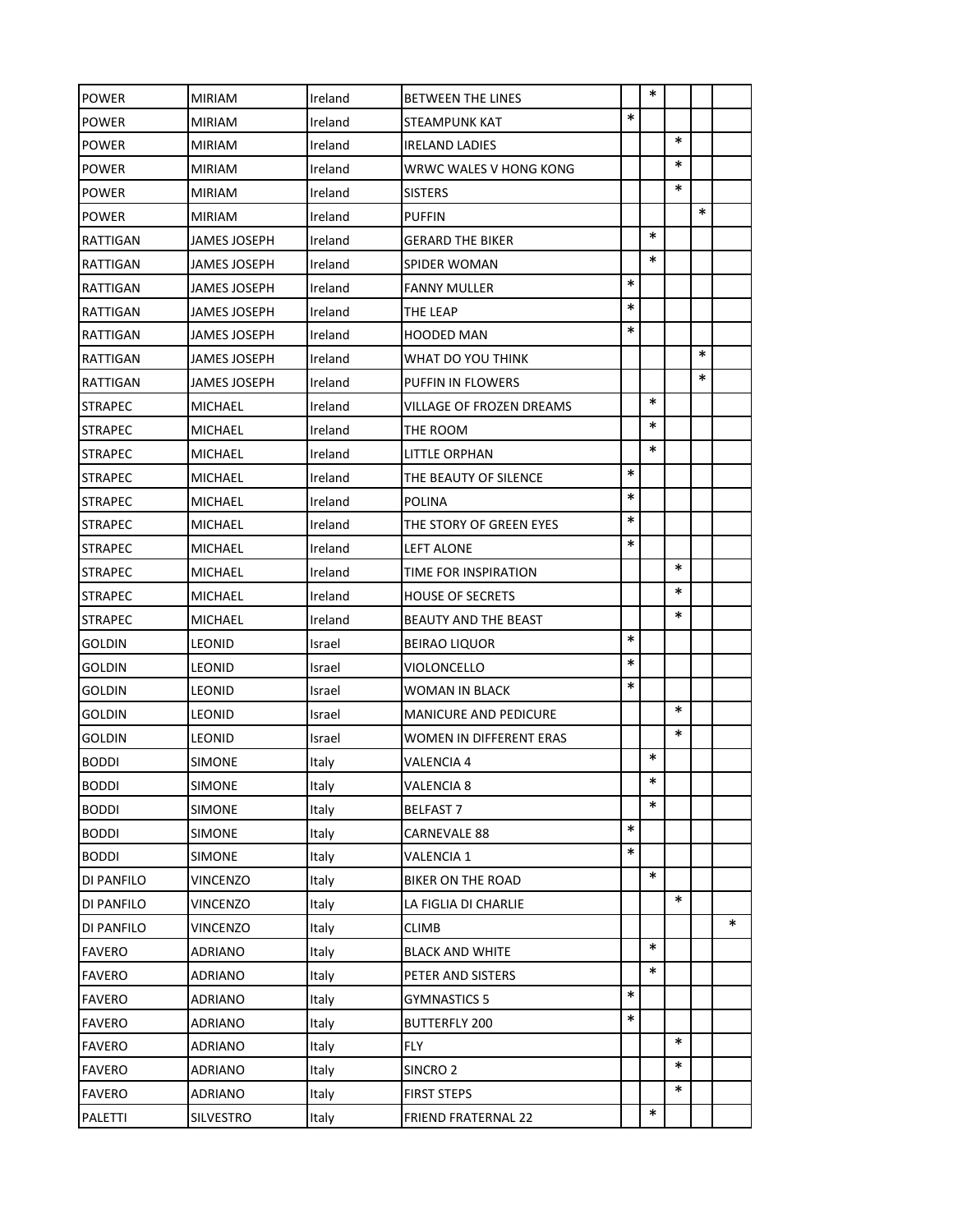| | | | | | | | | |
|---|---|---|---|---|---|---|---|---|
| POWER | MIRIAM | Ireland | BETWEEN THE LINES | | * | | | |
| POWER | MIRIAM | Ireland | STEAMPUNK KAT | * | | | | |
| POWER | MIRIAM | Ireland | IRELAND LADIES | | | * | | |
| POWER | MIRIAM | Ireland | WRWC WALES V HONG KONG | | | * | | |
| POWER | MIRIAM | Ireland | SISTERS | | | * | | |
| POWER | MIRIAM | Ireland | PUFFIN | | | | * | |
| RATTIGAN | JAMES JOSEPH | Ireland | GERARD THE BIKER | | * | | | |
| RATTIGAN | JAMES JOSEPH | Ireland | SPIDER WOMAN | | * | | | |
| RATTIGAN | JAMES JOSEPH | Ireland | FANNY MULLER | * | | | | |
| RATTIGAN | JAMES JOSEPH | Ireland | THE LEAP | * | | | | |
| RATTIGAN | JAMES JOSEPH | Ireland | HOODED MAN | * | | | | |
| RATTIGAN | JAMES JOSEPH | Ireland | WHAT DO YOU THINK | | | | * | |
| RATTIGAN | JAMES JOSEPH | Ireland | PUFFIN IN FLOWERS | | | | * | |
| STRAPEC | MICHAEL | Ireland | VILLAGE OF FROZEN DREAMS | | * | | | |
| STRAPEC | MICHAEL | Ireland | THE ROOM | | * | | | |
| STRAPEC | MICHAEL | Ireland | LITTLE ORPHAN | | * | | | |
| STRAPEC | MICHAEL | Ireland | THE BEAUTY OF SILENCE | * | | | | |
| STRAPEC | MICHAEL | Ireland | POLINA | * | | | | |
| STRAPEC | MICHAEL | Ireland | THE STORY OF GREEN EYES | * | | | | |
| STRAPEC | MICHAEL | Ireland | LEFT ALONE | * | | | | |
| STRAPEC | MICHAEL | Ireland | TIME FOR INSPIRATION | | | * | | |
| STRAPEC | MICHAEL | Ireland | HOUSE OF SECRETS | | | * | | |
| STRAPEC | MICHAEL | Ireland | BEAUTY AND THE BEAST | | | * | | |
| GOLDIN | LEONID | Israel | BEIRAO LIQUOR | * | | | | |
| GOLDIN | LEONID | Israel | VIOLONCELLO | * | | | | |
| GOLDIN | LEONID | Israel | WOMAN IN BLACK | * | | | | |
| GOLDIN | LEONID | Israel | MANICURE AND PEDICURE | | | * | | |
| GOLDIN | LEONID | Israel | WOMEN IN DIFFERENT ERAS | | | * | | |
| BODDI | SIMONE | Italy | VALENCIA 4 | | * | | | |
| BODDI | SIMONE | Italy | VALENCIA 8 | | * | | | |
| BODDI | SIMONE | Italy | BELFAST 7 | | * | | | |
| BODDI | SIMONE | Italy | CARNEVALE 88 | * | | | | |
| BODDI | SIMONE | Italy | VALENCIA 1 | * | | | | |
| DI PANFILO | VINCENZO | Italy | BIKER ON THE ROAD | | * | | | |
| DI PANFILO | VINCENZO | Italy | LA FIGLIA DI CHARLIE | | | * | | |
| DI PANFILO | VINCENZO | Italy | CLIMB | | | | | * |
| FAVERO | ADRIANO | Italy | BLACK AND WHITE | | * | | | |
| FAVERO | ADRIANO | Italy | PETER AND SISTERS | | * | | | |
| FAVERO | ADRIANO | Italy | GYMNASTICS 5 | * | | | | |
| FAVERO | ADRIANO | Italy | BUTTERFLY 200 | * | | | | |
| FAVERO | ADRIANO | Italy | FLY | | | * | | |
| FAVERO | ADRIANO | Italy | SINCRO 2 | | | * | | |
| FAVERO | ADRIANO | Italy | FIRST STEPS | | | * | | |
| PALETTI | SILVESTRO | Italy | FRIEND FRATERNAL 22 | | * | | | |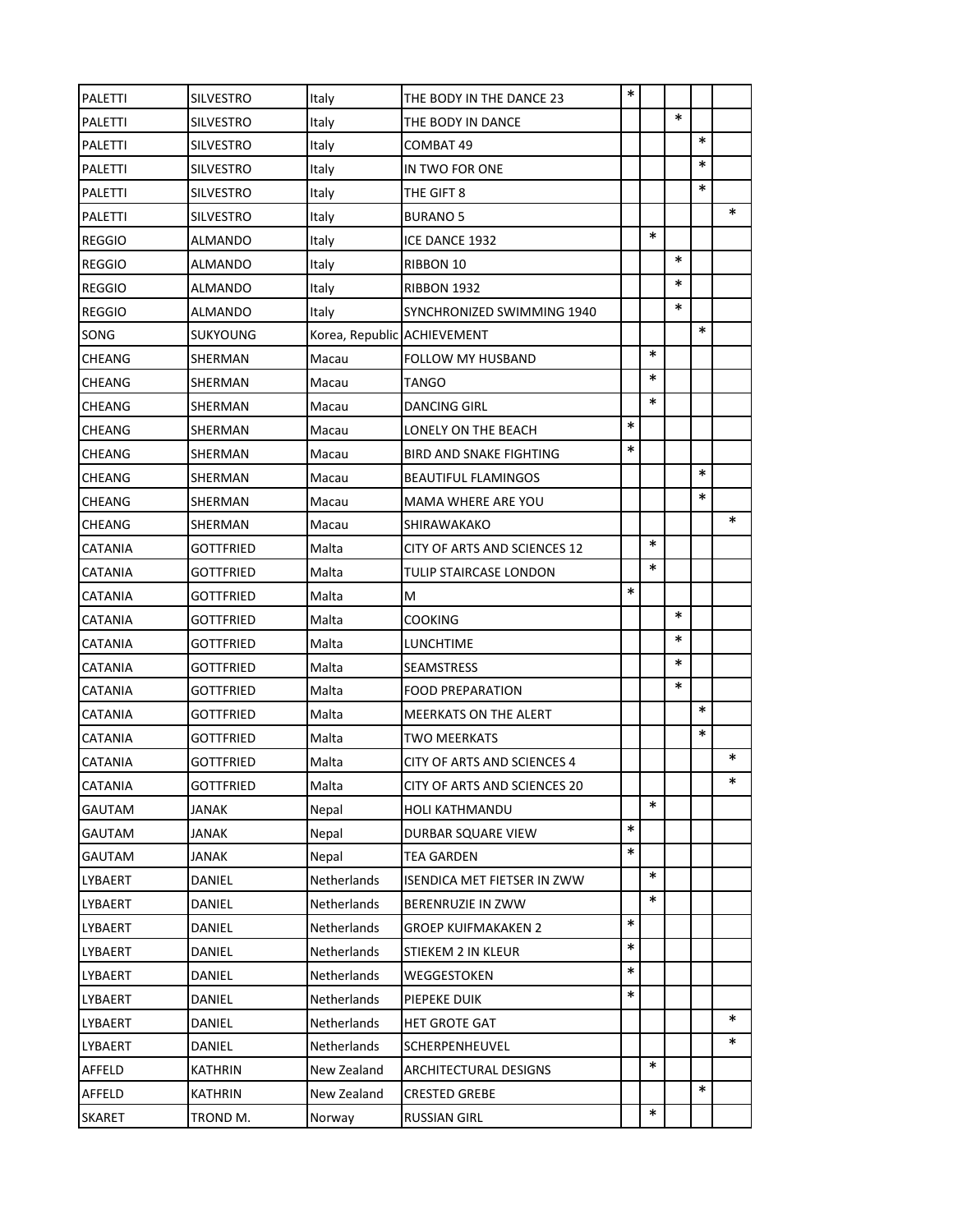| | | | | | | | | |
|---|---|---|---|---|---|---|---|---|
| PALETTI | SILVESTRO | Italy | THE BODY IN THE DANCE 23 | * | | | | |
| PALETTI | SILVESTRO | Italy | THE BODY IN DANCE | | | * | | |
| PALETTI | SILVESTRO | Italy | COMBAT 49 | | | | * | |
| PALETTI | SILVESTRO | Italy | IN TWO FOR ONE | | | | * | |
| PALETTI | SILVESTRO | Italy | THE GIFT 8 | | | | * | |
| PALETTI | SILVESTRO | Italy | BURANO 5 | | | | | * |
| REGGIO | ALMANDO | Italy | ICE DANCE 1932 | | * | | | |
| REGGIO | ALMANDO | Italy | RIBBON 10 | | | * | | |
| REGGIO | ALMANDO | Italy | RIBBON 1932 | | | * | | |
| REGGIO | ALMANDO | Italy | SYNCHRONIZED SWIMMING 1940 | | | * | | |
| SONG | SUKYOUNG | Korea, Republic | ACHIEVEMENT | | | | * | |
| CHEANG | SHERMAN | Macau | FOLLOW MY HUSBAND | | * | | | |
| CHEANG | SHERMAN | Macau | TANGO | | * | | | |
| CHEANG | SHERMAN | Macau | DANCING GIRL | | * | | | |
| CHEANG | SHERMAN | Macau | LONELY ON THE BEACH | * | | | | |
| CHEANG | SHERMAN | Macau | BIRD AND SNAKE FIGHTING | * | | | | |
| CHEANG | SHERMAN | Macau | BEAUTIFUL FLAMINGOS | | | | * | |
| CHEANG | SHERMAN | Macau | MAMA WHERE ARE YOU | | | | * | |
| CHEANG | SHERMAN | Macau | SHIRAWAKAKO | | | | | * |
| CATANIA | GOTTFRIED | Malta | CITY OF ARTS AND SCIENCES 12 | | * | | | |
| CATANIA | GOTTFRIED | Malta | TULIP STAIRCASE LONDON | | * | | | |
| CATANIA | GOTTFRIED | Malta | M | * | | | | |
| CATANIA | GOTTFRIED | Malta | COOKING | | | * | | |
| CATANIA | GOTTFRIED | Malta | LUNCHTIME | | | * | | |
| CATANIA | GOTTFRIED | Malta | SEAMSTRESS | | | * | | |
| CATANIA | GOTTFRIED | Malta | FOOD PREPARATION | | | * | | |
| CATANIA | GOTTFRIED | Malta | MEERKATS ON THE ALERT | | | | * | |
| CATANIA | GOTTFRIED | Malta | TWO MEERKATS | | | | * | |
| CATANIA | GOTTFRIED | Malta | CITY OF ARTS AND SCIENCES 4 | | | | | * |
| CATANIA | GOTTFRIED | Malta | CITY OF ARTS AND SCIENCES 20 | | | | | * |
| GAUTAM | JANAK | Nepal | HOLI KATHMANDU | | * | | | |
| GAUTAM | JANAK | Nepal | DURBAR SQUARE VIEW | * | | | | |
| GAUTAM | JANAK | Nepal | TEA GARDEN | * | | | | |
| LYBAERT | DANIEL | Netherlands | ISENDICA MET FIETSER IN ZWW | | * | | | |
| LYBAERT | DANIEL | Netherlands | BERENRUZIE IN ZWW | | * | | | |
| LYBAERT | DANIEL | Netherlands | GROEP KUIFMAKAKEN 2 | * | | | | |
| LYBAERT | DANIEL | Netherlands | STIEKEM 2 IN KLEUR | * | | | | |
| LYBAERT | DANIEL | Netherlands | WEGGESTOKEN | * | | | | |
| LYBAERT | DANIEL | Netherlands | PIEPEKE DUIK | * | | | | |
| LYBAERT | DANIEL | Netherlands | HET GROTE GAT | | | | | * |
| LYBAERT | DANIEL | Netherlands | SCHERPENHEUVEL | | | | | * |
| AFFELD | KATHRIN | New Zealand | ARCHITECTURAL DESIGNS | | * | | | |
| AFFELD | KATHRIN | New Zealand | CRESTED GREBE | | | | * | |
| SKARET | TROND M. | Norway | RUSSIAN GIRL | | * | | | |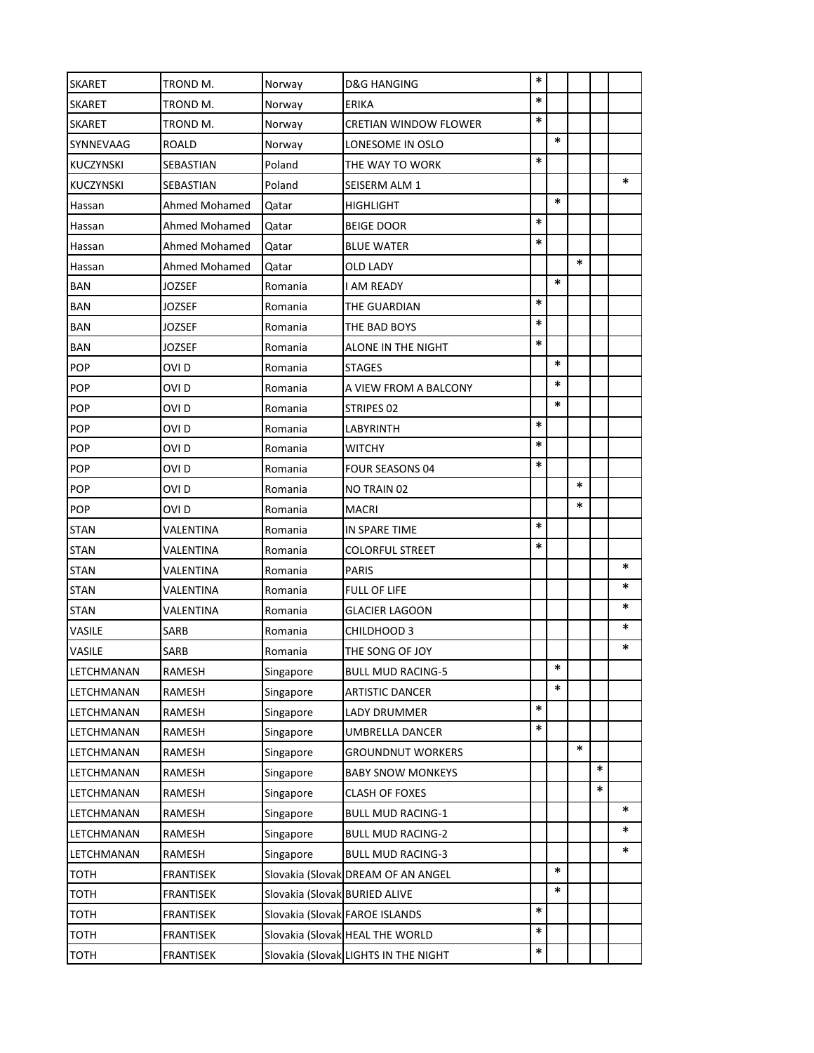| | | | | | | | | |
|---|---|---|---|---|---|---|---|---|
| SKARET | TROND M. | Norway | D&G HANGING | * | | | | |
| SKARET | TROND M. | Norway | ERIKA | * | | | | |
| SKARET | TROND M. | Norway | CRETIAN WINDOW FLOWER | * | | | | |
| SYNNEVAAG | ROALD | Norway | LONESOME IN OSLO | | * | | | |
| KUCZYNSKI | SEBASTIAN | Poland | THE WAY TO WORK | * | | | | |
| KUCZYNSKI | SEBASTIAN | Poland | SEISERM ALM 1 | | | | | * |
| Hassan | Ahmed Mohamed | Qatar | HIGHLIGHT | | * | | | |
| Hassan | Ahmed Mohamed | Qatar | BEIGE DOOR | * | | | | |
| Hassan | Ahmed Mohamed | Qatar | BLUE WATER | * | | | | |
| Hassan | Ahmed Mohamed | Qatar | OLD LADY | | | * | | |
| BAN | JOZSEF | Romania | I AM READY | | * | | | |
| BAN | JOZSEF | Romania | THE GUARDIAN | * | | | | |
| BAN | JOZSEF | Romania | THE BAD BOYS | * | | | | |
| BAN | JOZSEF | Romania | ALONE IN THE NIGHT | * | | | | |
| POP | OVI D | Romania | STAGES | | * | | | |
| POP | OVI D | Romania | A VIEW FROM A BALCONY | | * | | | |
| POP | OVI D | Romania | STRIPES 02 | | * | | | |
| POP | OVI D | Romania | LABYRINTH | * | | | | |
| POP | OVI D | Romania | WITCHY | * | | | | |
| POP | OVI D | Romania | FOUR SEASONS 04 | * | | | | |
| POP | OVI D | Romania | NO TRAIN 02 | | | * | | |
| POP | OVI D | Romania | MACRI | | | * | | |
| STAN | VALENTINA | Romania | IN SPARE TIME | * | | | | |
| STAN | VALENTINA | Romania | COLORFUL STREET | * | | | | |
| STAN | VALENTINA | Romania | PARIS | | | | | * |
| STAN | VALENTINA | Romania | FULL OF LIFE | | | | | * |
| STAN | VALENTINA | Romania | GLACIER LAGOON | | | | | * |
| VASILE | SARB | Romania | CHILDHOOD 3 | | | | | * |
| VASILE | SARB | Romania | THE SONG OF JOY | | | | | * |
| LETCHMANAN | RAMESH | Singapore | BULL MUD RACING-5 | | * | | | |
| LETCHMANAN | RAMESH | Singapore | ARTISTIC DANCER | | * | | | |
| LETCHMANAN | RAMESH | Singapore | LADY DRUMMER | * | | | | |
| LETCHMANAN | RAMESH | Singapore | UMBRELLA DANCER | * | | | | |
| LETCHMANAN | RAMESH | Singapore | GROUNDNUT WORKERS | | | * | | |
| LETCHMANAN | RAMESH | Singapore | BABY SNOW MONKEYS | | | | * | |
| LETCHMANAN | RAMESH | Singapore | CLASH OF FOXES | | | | * | |
| LETCHMANAN | RAMESH | Singapore | BULL MUD RACING-1 | | | | | * |
| LETCHMANAN | RAMESH | Singapore | BULL MUD RACING-2 | | | | | * |
| LETCHMANAN | RAMESH | Singapore | BULL MUD RACING-3 | | | | | * |
| TOTH | FRANTISEK | Slovakia (Slovak | DREAM OF AN ANGEL | | * | | | |
| TOTH | FRANTISEK | Slovakia (Slovak | BURIED ALIVE | | * | | | |
| TOTH | FRANTISEK | Slovakia (Slovak | FAROE ISLANDS | * | | | | |
| TOTH | FRANTISEK | Slovakia (Slovak | HEAL THE WORLD | * | | | | |
| TOTH | FRANTISEK | Slovakia (Slovak | LIGHTS IN THE NIGHT | * | | | | |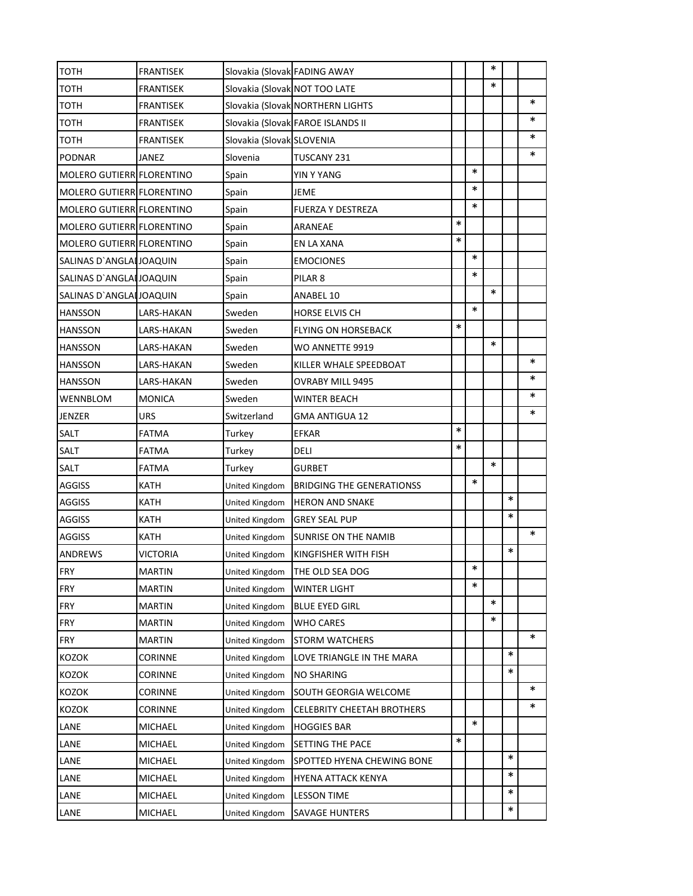| | | | | | | | | |
|---|---|---|---|---|---|---|---|---|
| TOTH | FRANTISEK | Slovakia (Slovak | FADING AWAY | | | * | | |
| TOTH | FRANTISEK | Slovakia (Slovak | NOT TOO LATE | | | * | | |
| TOTH | FRANTISEK | Slovakia (Slovak | NORTHERN LIGHTS | | | | | * |
| TOTH | FRANTISEK | Slovakia (Slovak | FAROE ISLANDS II | | | | | * |
| TOTH | FRANTISEK | Slovakia (Slovak | SLOVENIA | | | | | * |
| PODNAR | JANEZ | Slovenia | TUSCANY 231 | | | | | * |
| MOLERO GUTIERR | FLORENTINO | Spain | YIN Y YANG | | * | | | |
| MOLERO GUTIERR | FLORENTINO | Spain | JEME | | * | | | |
| MOLERO GUTIERR | FLORENTINO | Spain | FUERZA Y DESTREZA | | * | | | |
| MOLERO GUTIERR | FLORENTINO | Spain | ARANEAE | * | | | | |
| MOLERO GUTIERR | FLORENTINO | Spain | EN LA XANA | * | | | | |
| SALINAS D`ANGLA | JOAQUIN | Spain | EMOCIONES | | * | | | |
| SALINAS D`ANGLA | JOAQUIN | Spain | PILAR 8 | | * | | | |
| SALINAS D`ANGLA | JOAQUIN | Spain | ANABEL 10 | | | * | | |
| HANSSON | LARS-HAKAN | Sweden | HORSE ELVIS CH | | * | | | |
| HANSSON | LARS-HAKAN | Sweden | FLYING ON HORSEBACK | * | | | | |
| HANSSON | LARS-HAKAN | Sweden | WO ANNETTE 9919 | | | * | | |
| HANSSON | LARS-HAKAN | Sweden | KILLER WHALE SPEEDBOAT | | | | | * |
| HANSSON | LARS-HAKAN | Sweden | OVRABY MILL 9495 | | | | | * |
| WENNBLOM | MONICA | Sweden | WINTER BEACH | | | | | * |
| JENZER | URS | Switzerland | GMA ANTIGUA 12 | | | | | * |
| SALT | FATMA | Turkey | EFKAR | * | | | | |
| SALT | FATMA | Turkey | DELI | * | | | | |
| SALT | FATMA | Turkey | GURBET | | | * | | |
| AGGISS | KATH | United Kingdom | BRIDGING THE GENERATIONSS | | * | | | |
| AGGISS | KATH | United Kingdom | HERON AND SNAKE | | | | * | |
| AGGISS | KATH | United Kingdom | GREY SEAL PUP | | | | * | |
| AGGISS | KATH | United Kingdom | SUNRISE ON THE NAMIB | | | | | * |
| ANDREWS | VICTORIA | United Kingdom | KINGFISHER WITH FISH | | | | * | |
| FRY | MARTIN | United Kingdom | THE OLD SEA DOG | | * | | | |
| FRY | MARTIN | United Kingdom | WINTER LIGHT | | * | | | |
| FRY | MARTIN | United Kingdom | BLUE EYED GIRL | | | * | | |
| FRY | MARTIN | United Kingdom | WHO CARES | | | * | | |
| FRY | MARTIN | United Kingdom | STORM WATCHERS | | | | | * |
| KOZOK | CORINNE | United Kingdom | LOVE TRIANGLE IN THE MARA | | | | * | |
| KOZOK | CORINNE | United Kingdom | NO SHARING | | | | * | |
| KOZOK | CORINNE | United Kingdom | SOUTH GEORGIA WELCOME | | | | | * |
| KOZOK | CORINNE | United Kingdom | CELEBRITY CHEETAH BROTHERS | | | | | * |
| LANE | MICHAEL | United Kingdom | HOGGIES BAR | | * | | | |
| LANE | MICHAEL | United Kingdom | SETTING THE PACE | * | | | | |
| LANE | MICHAEL | United Kingdom | SPOTTED HYENA CHEWING BONE | | | | * | |
| LANE | MICHAEL | United Kingdom | HYENA ATTACK KENYA | | | | * | |
| LANE | MICHAEL | United Kingdom | LESSON TIME | | | | * | |
| LANE | MICHAEL | United Kingdom | SAVAGE HUNTERS | | | | * | |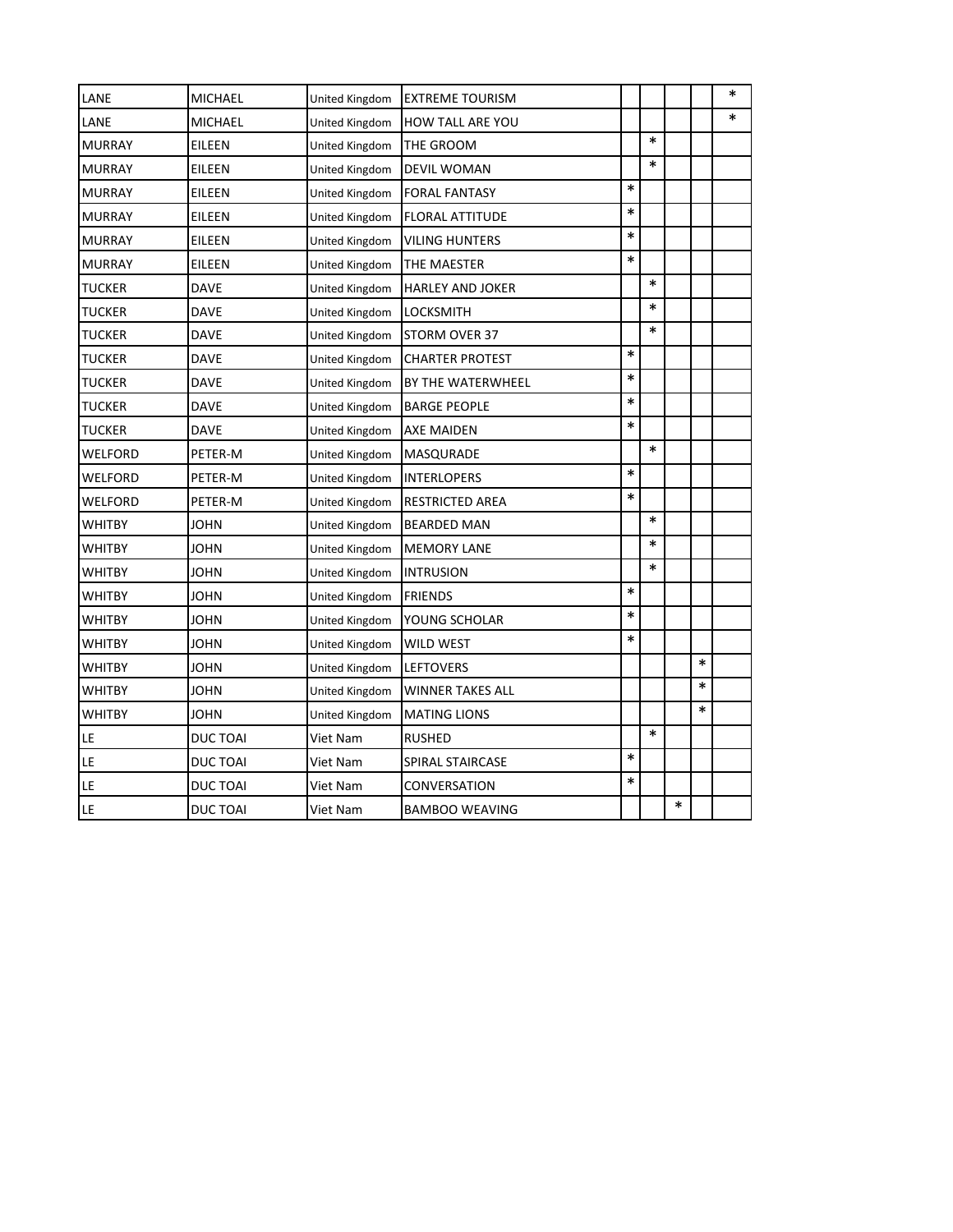| | | | | | | | | |
|---|---|---|---|---|---|---|---|---|
| LANE | MICHAEL | United Kingdom | EXTREME TOURISM | | | | | * |
| LANE | MICHAEL | United Kingdom | HOW TALL ARE YOU | | | | | * |
| MURRAY | EILEEN | United Kingdom | THE GROOM | | * | | | |
| MURRAY | EILEEN | United Kingdom | DEVIL WOMAN | | * | | | |
| MURRAY | EILEEN | United Kingdom | FORAL FANTASY | * | | | | |
| MURRAY | EILEEN | United Kingdom | FLORAL ATTITUDE | * | | | | |
| MURRAY | EILEEN | United Kingdom | VILING HUNTERS | * | | | | |
| MURRAY | EILEEN | United Kingdom | THE MAESTER | * | | | | |
| TUCKER | DAVE | United Kingdom | HARLEY AND JOKER | | * | | | |
| TUCKER | DAVE | United Kingdom | LOCKSMITH | | * | | | |
| TUCKER | DAVE | United Kingdom | STORM OVER 37 | | * | | | |
| TUCKER | DAVE | United Kingdom | CHARTER PROTEST | * | | | | |
| TUCKER | DAVE | United Kingdom | BY THE WATERWHEEL | * | | | | |
| TUCKER | DAVE | United Kingdom | BARGE PEOPLE | * | | | | |
| TUCKER | DAVE | United Kingdom | AXE MAIDEN | * | | | | |
| WELFORD | PETER-M | United Kingdom | MASQURADE | | * | | | |
| WELFORD | PETER-M | United Kingdom | INTERLOPERS | * | | | | |
| WELFORD | PETER-M | United Kingdom | RESTRICTED AREA | * | | | | |
| WHITBY | JOHN | United Kingdom | BEARDED MAN | | * | | | |
| WHITBY | JOHN | United Kingdom | MEMORY LANE | | * | | | |
| WHITBY | JOHN | United Kingdom | INTRUSION | | * | | | |
| WHITBY | JOHN | United Kingdom | FRIENDS | * | | | | |
| WHITBY | JOHN | United Kingdom | YOUNG SCHOLAR | * | | | | |
| WHITBY | JOHN | United Kingdom | WILD WEST | * | | | | |
| WHITBY | JOHN | United Kingdom | LEFTOVERS | | | | * | |
| WHITBY | JOHN | United Kingdom | WINNER TAKES ALL | | | | * | |
| WHITBY | JOHN | United Kingdom | MATING LIONS | | | | * | |
| LE | DUC TOAI | Viet Nam | RUSHED | | * | | | |
| LE | DUC TOAI | Viet Nam | SPIRAL STAIRCASE | * | | | | |
| LE | DUC TOAI | Viet Nam | CONVERSATION | * | | | | |
| LE | DUC TOAI | Viet Nam | BAMBOO WEAVING | | | * | | |